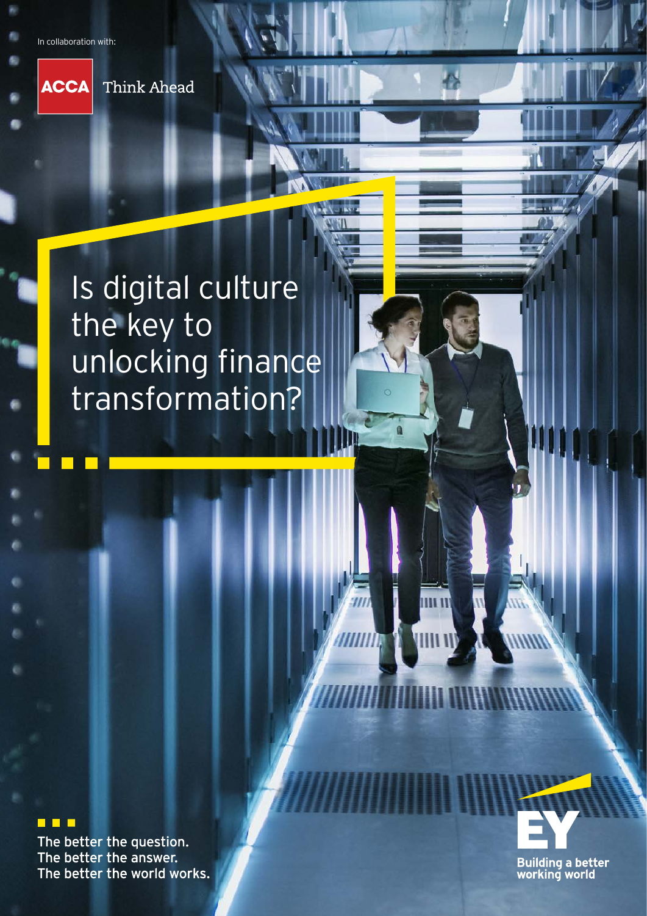In collaboration with:

ACCA Think Ahead

# Is digital culture the key to unlocking finance transformation?

The better the question.
The better the answer.
The better the world works.

EY Building a better working world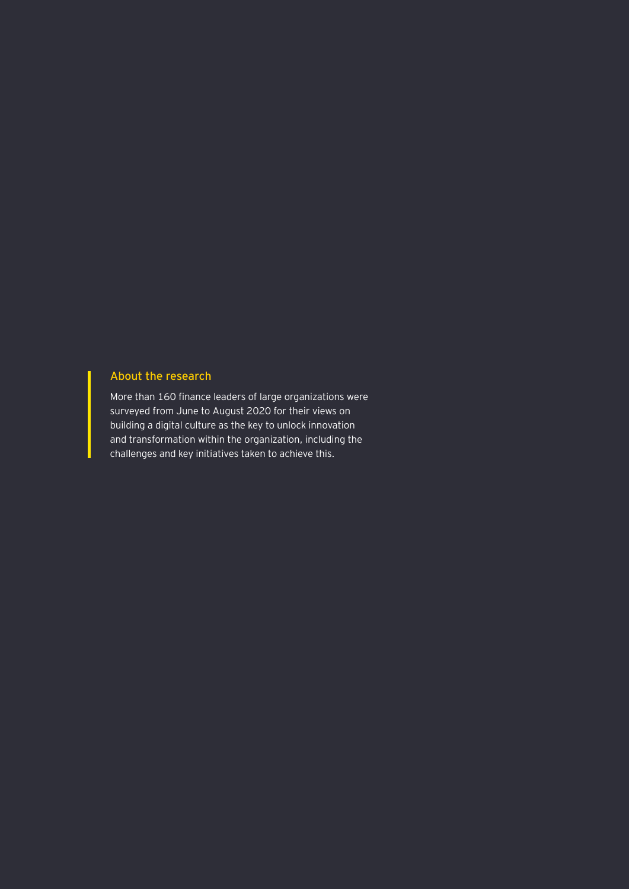## About the research

More than 160 finance leaders of large organizations were surveyed from June to August 2020 for their views on building a digital culture as the key to unlock innovation and transformation within the organization, including the challenges and key initiatives taken to achieve this.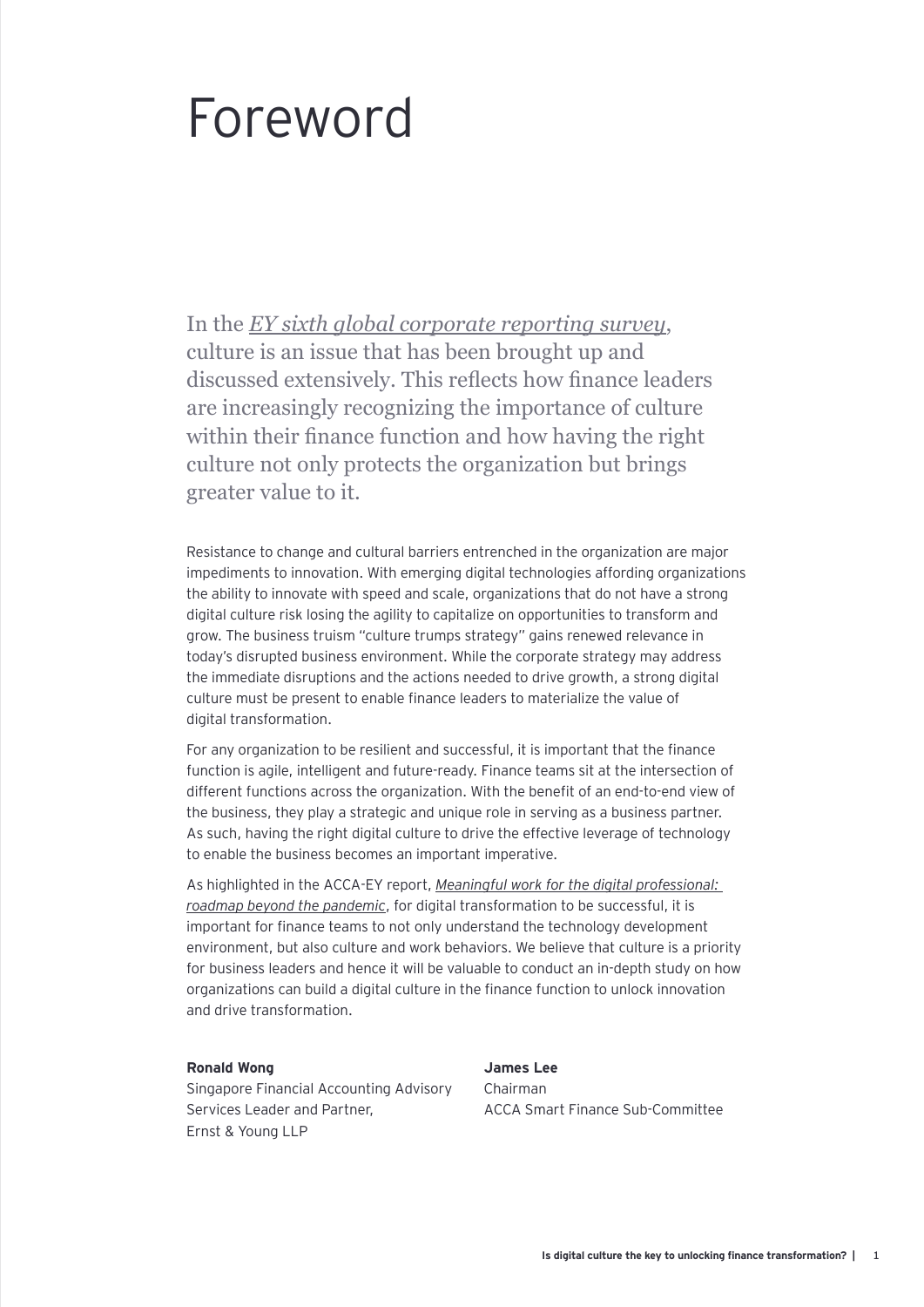# Foreword

In the *EY sixth global corporate reporting survey*, culture is an issue that has been brought up and discussed extensively. This reflects how finance leaders are increasingly recognizing the importance of culture within their finance function and how having the right culture not only protects the organization but brings greater value to it.

Resistance to change and cultural barriers entrenched in the organization are major impediments to innovation. With emerging digital technologies affording organizations the ability to innovate with speed and scale, organizations that do not have a strong digital culture risk losing the agility to capitalize on opportunities to transform and grow. The business truism "culture trumps strategy" gains renewed relevance in today's disrupted business environment. While the corporate strategy may address the immediate disruptions and the actions needed to drive growth, a strong digital culture must be present to enable finance leaders to materialize the value of digital transformation.

For any organization to be resilient and successful, it is important that the finance function is agile, intelligent and future-ready. Finance teams sit at the intersection of different functions across the organization. With the benefit of an end-to-end view of the business, they play a strategic and unique role in serving as a business partner. As such, having the right digital culture to drive the effective leverage of technology to enable the business becomes an important imperative.

As highlighted in the ACCA-EY report, *Meaningful work for the digital professional: roadmap beyond the pandemic*, for digital transformation to be successful, it is important for finance teams to not only understand the technology development environment, but also culture and work behaviors. We believe that culture is a priority for business leaders and hence it will be valuable to conduct an in-depth study on how organizations can build a digital culture in the finance function to unlock innovation and drive transformation.

**Ronald Wong**
Singapore Financial Accounting Advisory Services Leader and Partner,
Ernst & Young LLP

**James Lee**
Chairman
ACCA Smart Finance Sub-Committee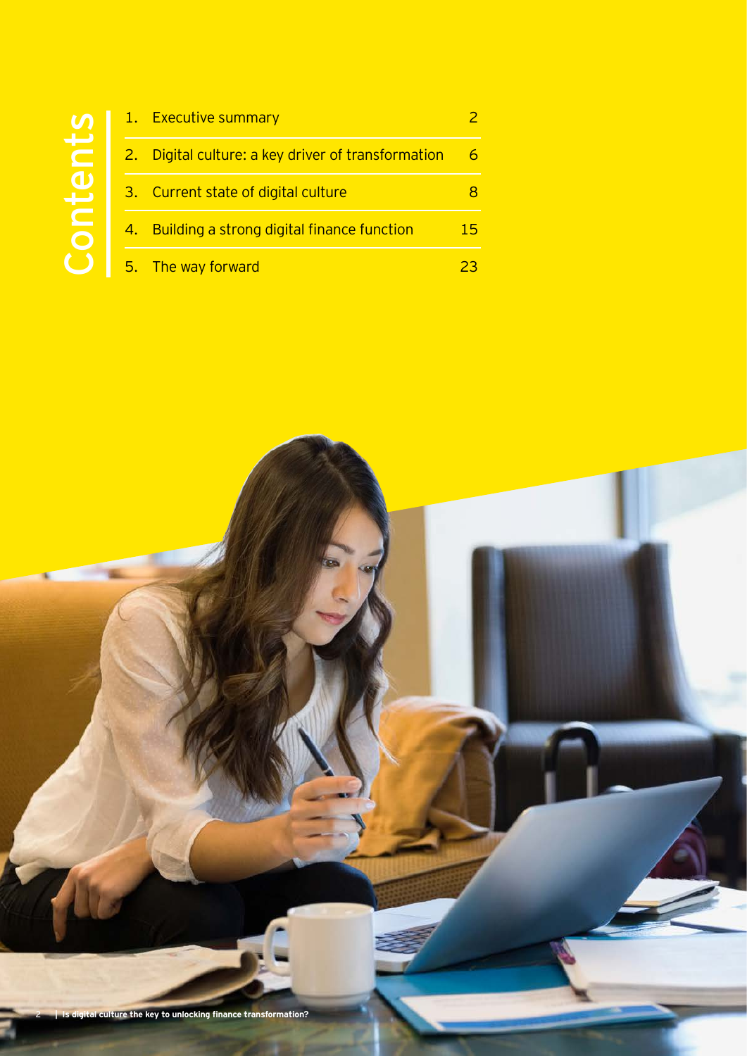# Contents

| | | |
|---|---|---|
| 1. | Executive summary | 2 |
| 2. | Digital culture: a key driver of transformation | 6 |
| 3. | Current state of digital culture | 8 |
| 4. | Building a strong digital finance function | 15 |
| 5. | The way forward | 23 |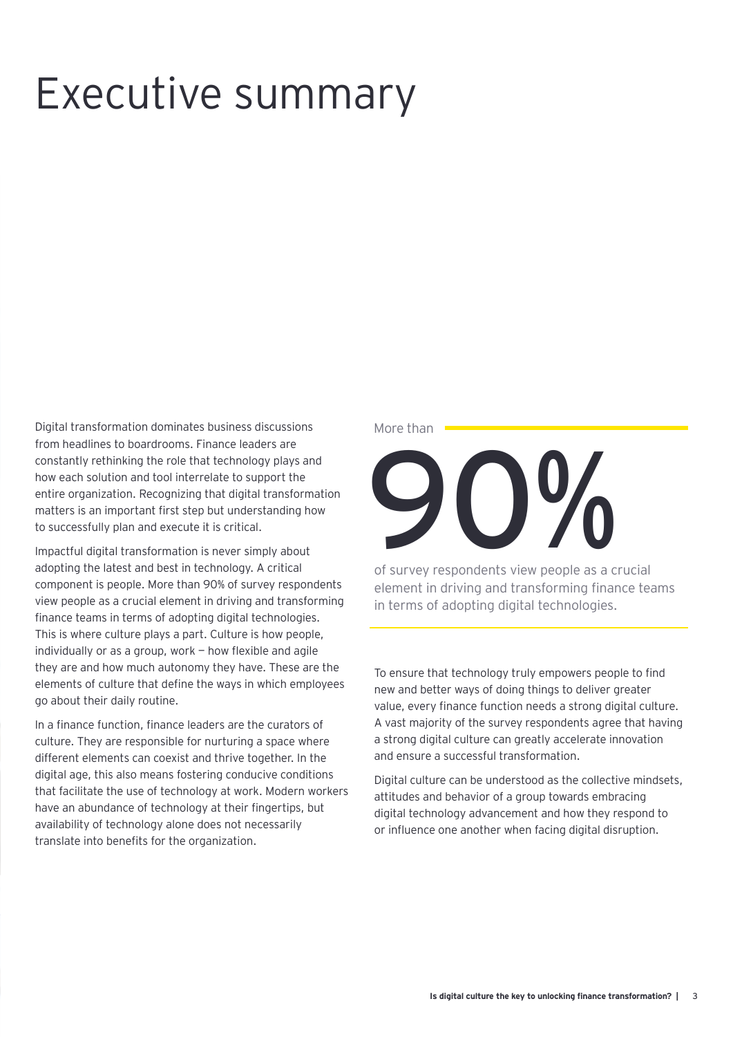# Executive summary

Digital transformation dominates business discussions from headlines to boardrooms. Finance leaders are constantly rethinking the role that technology plays and how each solution and tool interrelate to support the entire organization. Recognizing that digital transformation matters is an important first step but understanding how to successfully plan and execute it is critical.

Impactful digital transformation is never simply about adopting the latest and best in technology. A critical component is people. More than 90% of survey respondents view people as a crucial element in driving and transforming finance teams in terms of adopting digital technologies. This is where culture plays a part. Culture is how people, individually or as a group, work — how flexible and agile they are and how much autonomy they have. These are the elements of culture that define the ways in which employees go about their daily routine.

In a finance function, finance leaders are the curators of culture. They are responsible for nurturing a space where different elements can coexist and thrive together. In the digital age, this also means fostering conducive conditions that facilitate the use of technology at work. Modern workers have an abundance of technology at their fingertips, but availability of technology alone does not necessarily translate into benefits for the organization.

More than

**90%**

of survey respondents view people as a crucial element in driving and transforming finance teams in terms of adopting digital technologies.

To ensure that technology truly empowers people to find new and better ways of doing things to deliver greater value, every finance function needs a strong digital culture. A vast majority of the survey respondents agree that having a strong digital culture can greatly accelerate innovation and ensure a successful transformation.

Digital culture can be understood as the collective mindsets, attitudes and behavior of a group towards embracing digital technology advancement and how they respond to or influence one another when facing digital disruption.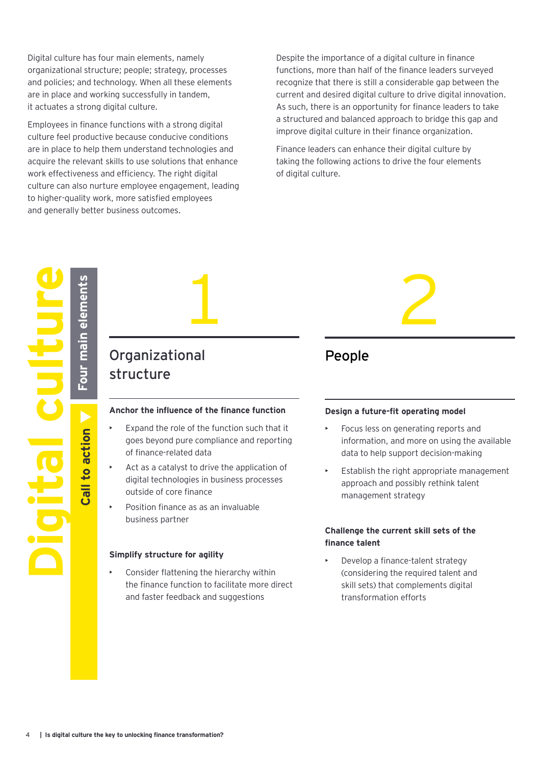Digital culture has four main elements, namely organizational structure; people; strategy, processes and policies; and technology. When all these elements are in place and working successfully in tandem, it actuates a strong digital culture.

Employees in finance functions with a strong digital culture feel productive because conducive conditions are in place to help them understand technologies and acquire the relevant skills to use solutions that enhance work effectiveness and efficiency. The right digital culture can also nurture employee engagement, leading to higher-quality work, more satisfied employees and generally better business outcomes.

Despite the importance of a digital culture in finance functions, more than half of the finance leaders surveyed recognize that there is still a considerable gap between the current and desired digital culture to drive digital innovation. As such, there is an opportunity for finance leaders to take a structured and balanced approach to bridge this gap and improve digital culture in their finance organization.

Finance leaders can enhance their digital culture by taking the following actions to drive the four elements of digital culture.

# Digital culture

## Four main elements

## Call to action

## 1 Organizational structure

### Anchor the influence of the finance function

- Expand the role of the function such that it goes beyond pure compliance and reporting of finance-related data
- Act as a catalyst to drive the application of digital technologies in business processes outside of core finance
- Position finance as as an invaluable business partner

### Simplify structure for agility

- Consider flattening the hierarchy within the finance function to facilitate more direct and faster feedback and suggestions

## 2 People

### Design a future-fit operating model

- Focus less on generating reports and information, and more on using the available data to help support decision-making
- Establish the right appropriate management approach and possibly rethink talent management strategy

### Challenge the current skill sets of the finance talent

- Develop a finance-talent strategy (considering the required talent and skill sets) that complements digital transformation efforts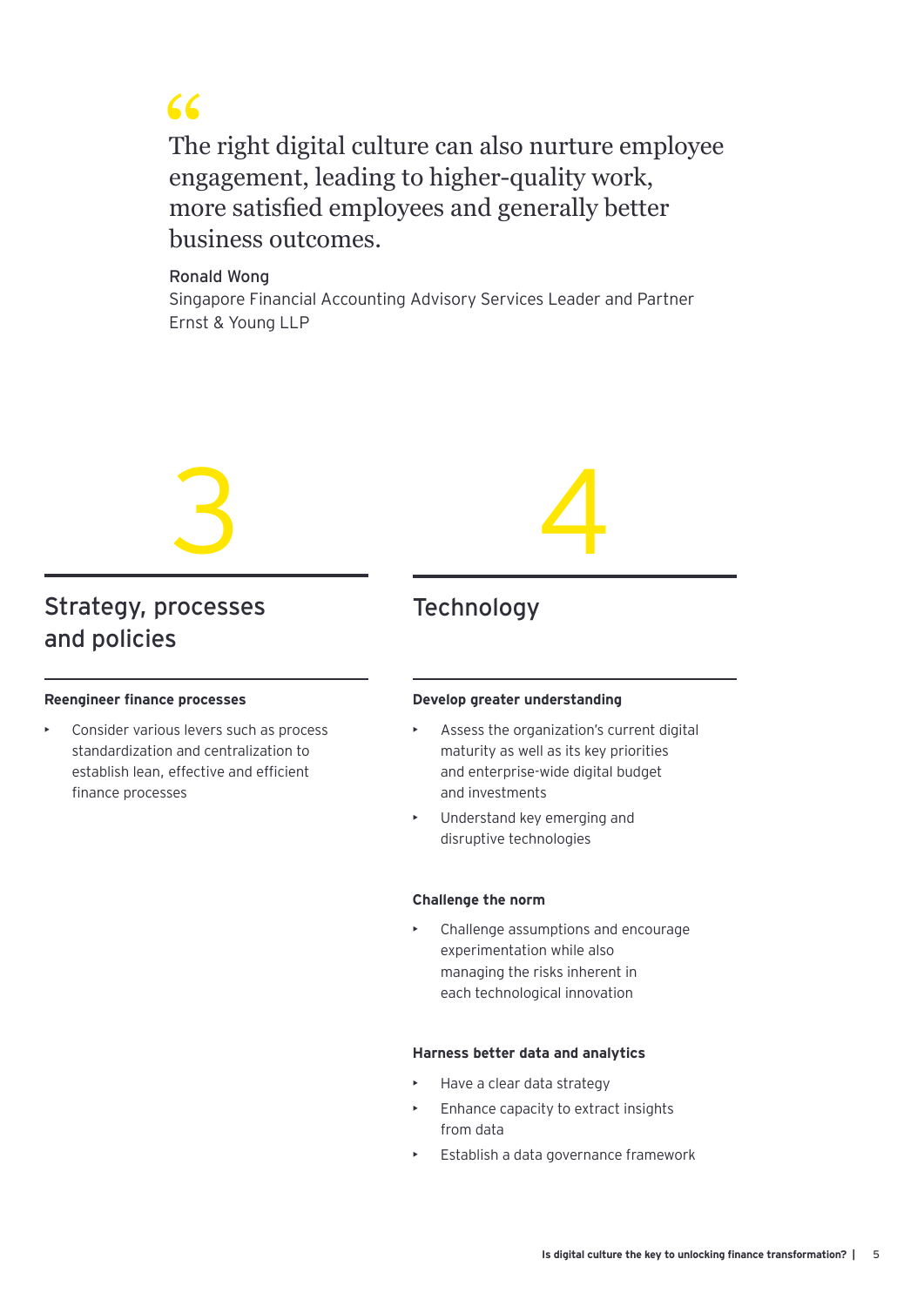> The right digital culture can also nurture employee engagement, leading to higher-quality work, more satisfied employees and generally better business outcomes.

**Ronald Wong**
Singapore Financial Accounting Advisory Services Leader and Partner
Ernst & Young LLP

## 3

## Strategy, processes and policies

**Reengineer finance processes**

- Consider various levers such as process standardization and centralization to establish lean, effective and efficient finance processes

## 4

## Technology

**Develop greater understanding**

- Assess the organization's current digital maturity as well as its key priorities and enterprise-wide digital budget and investments
- Understand key emerging and disruptive technologies

**Challenge the norm**

- Challenge assumptions and encourage experimentation while also managing the risks inherent in each technological innovation

**Harness better data and analytics**

- Have a clear data strategy
- Enhance capacity to extract insights from data
- Establish a data governance framework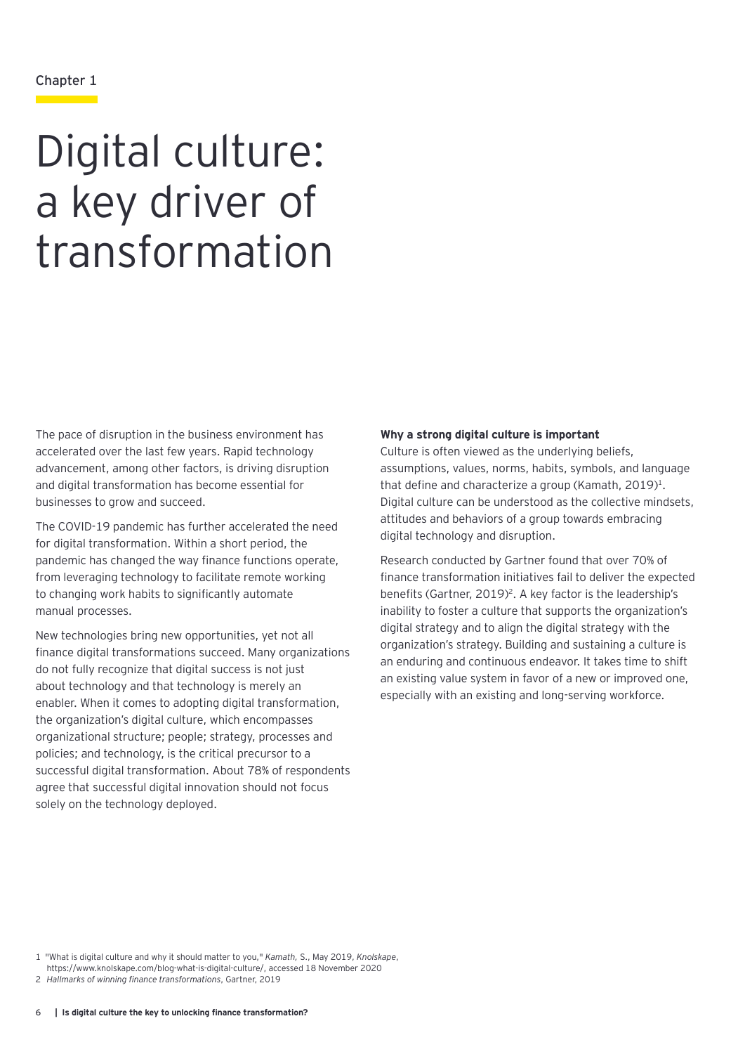Chapter 1

# Digital culture: a key driver of transformation

The pace of disruption in the business environment has accelerated over the last few years. Rapid technology advancement, among other factors, is driving disruption and digital transformation has become essential for businesses to grow and succeed.

The COVID-19 pandemic has further accelerated the need for digital transformation. Within a short period, the pandemic has changed the way finance functions operate, from leveraging technology to facilitate remote working to changing work habits to significantly automate manual processes.

New technologies bring new opportunities, yet not all finance digital transformations succeed. Many organizations do not fully recognize that digital success is not just about technology and that technology is merely an enabler. When it comes to adopting digital transformation, the organization's digital culture, which encompasses organizational structure; people; strategy, processes and policies; and technology, is the critical precursor to a successful digital transformation. About 78% of respondents agree that successful digital innovation should not focus solely on the technology deployed.

**Why a strong digital culture is important**

Culture is often viewed as the underlying beliefs, assumptions, values, norms, habits, symbols, and language that define and characterize a group (Kamath, 2019)[1]. Digital culture can be understood as the collective mindsets, attitudes and behaviors of a group towards embracing digital technology and disruption.

Research conducted by Gartner found that over 70% of finance transformation initiatives fail to deliver the expected benefits (Gartner, 2019)[2]. A key factor is the leadership's inability to foster a culture that supports the organization's digital strategy and to align the digital strategy with the organization's strategy. Building and sustaining a culture is an enduring and continuous endeavor. It takes time to shift an existing value system in favor of a new or improved one, especially with an existing and long-serving workforce.

1 "What is digital culture and why it should matter to you," *Kamath*, S., May 2019, *Knolskape*, https://www.knolskape.com/blog-what-is-digital-culture/, accessed 18 November 2020

2 *Hallmarks of winning finance transformations*, Gartner, 2019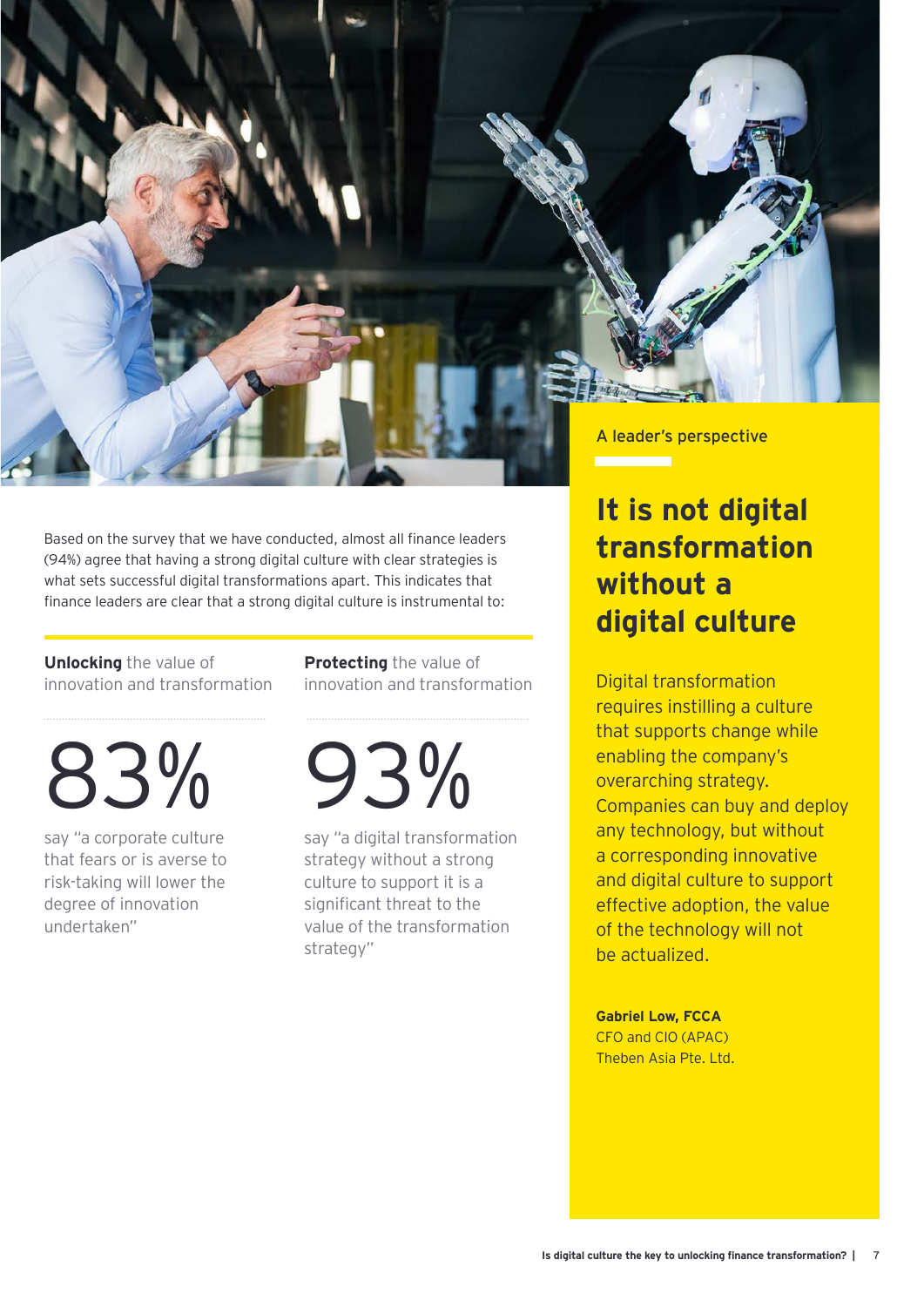Based on the survey that we have conducted, almost all finance leaders (94%) agree that having a strong digital culture with clear strategies is what sets successful digital transformations apart. This indicates that finance leaders are clear that a strong digital culture is instrumental to:

**Unlocking** the value of innovation and transformation

83%

say "a corporate culture that fears or is averse to risk-taking will lower the degree of innovation undertaken"

**Protecting** the value of innovation and transformation

93%

say "a digital transformation strategy without a strong culture to support it is a significant threat to the value of the transformation strategy"

A leader's perspective

## It is not digital transformation without a digital culture

Digital transformation requires instilling a culture that supports change while enabling the company's overarching strategy. Companies can buy and deploy any technology, but without a corresponding innovative and digital culture to support effective adoption, the value of the technology will not be actualized.

**Gabriel Low, FCCA**
CFO and CIO (APAC)
Theben Asia Pte. Ltd.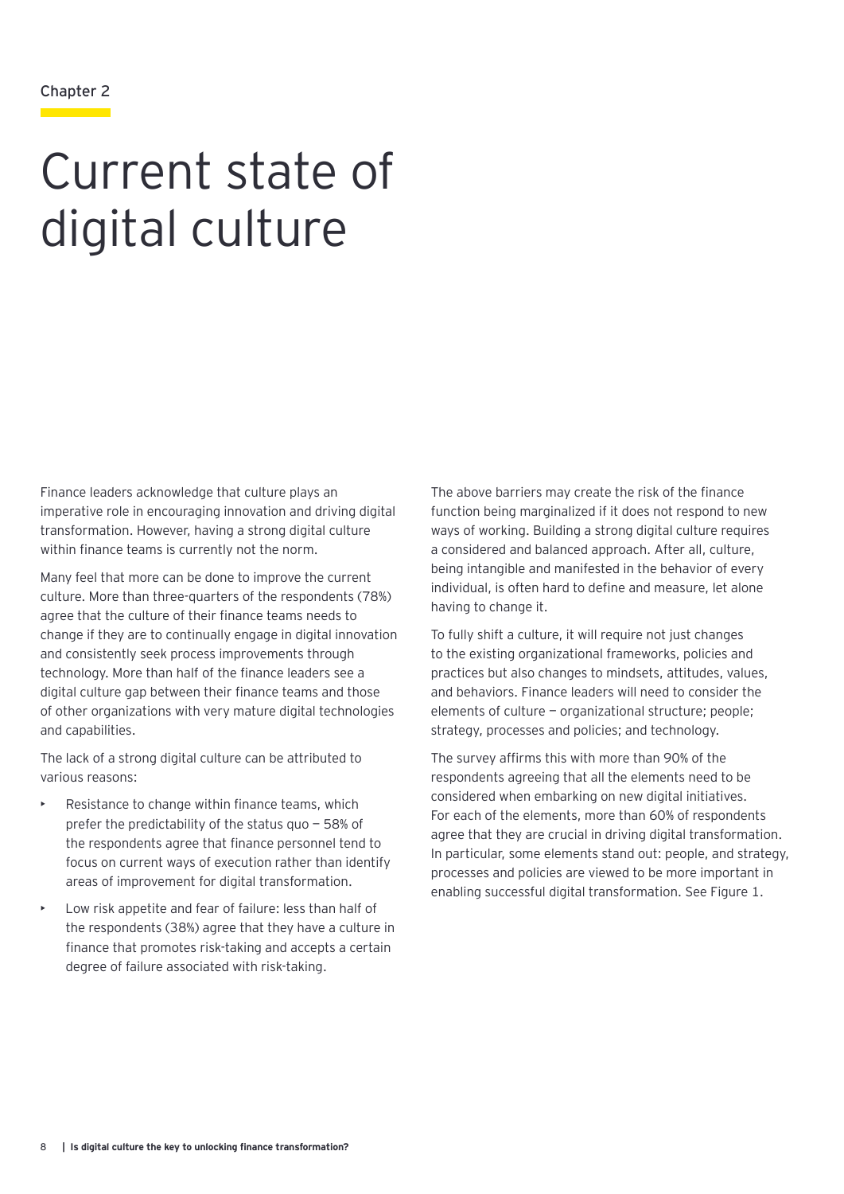Chapter 2

# Current state of digital culture

Finance leaders acknowledge that culture plays an imperative role in encouraging innovation and driving digital transformation. However, having a strong digital culture within finance teams is currently not the norm.

Many feel that more can be done to improve the current culture. More than three-quarters of the respondents (78%) agree that the culture of their finance teams needs to change if they are to continually engage in digital innovation and consistently seek process improvements through technology. More than half of the finance leaders see a digital culture gap between their finance teams and those of other organizations with very mature digital technologies and capabilities.

The lack of a strong digital culture can be attributed to various reasons:

- Resistance to change within finance teams, which prefer the predictability of the status quo — 58% of the respondents agree that finance personnel tend to focus on current ways of execution rather than identify areas of improvement for digital transformation.
- Low risk appetite and fear of failure: less than half of the respondents (38%) agree that they have a culture in finance that promotes risk-taking and accepts a certain degree of failure associated with risk-taking.

The above barriers may create the risk of the finance function being marginalized if it does not respond to new ways of working. Building a strong digital culture requires a considered and balanced approach. After all, culture, being intangible and manifested in the behavior of every individual, is often hard to define and measure, let alone having to change it.

To fully shift a culture, it will require not just changes to the existing organizational frameworks, policies and practices but also changes to mindsets, attitudes, values, and behaviors. Finance leaders will need to consider the elements of culture — organizational structure; people; strategy, processes and policies; and technology.

The survey affirms this with more than 90% of the respondents agreeing that all the elements need to be considered when embarking on new digital initiatives. For each of the elements, more than 60% of respondents agree that they are crucial in driving digital transformation. In particular, some elements stand out: people, and strategy, processes and policies are viewed to be more important in enabling successful digital transformation. See Figure 1.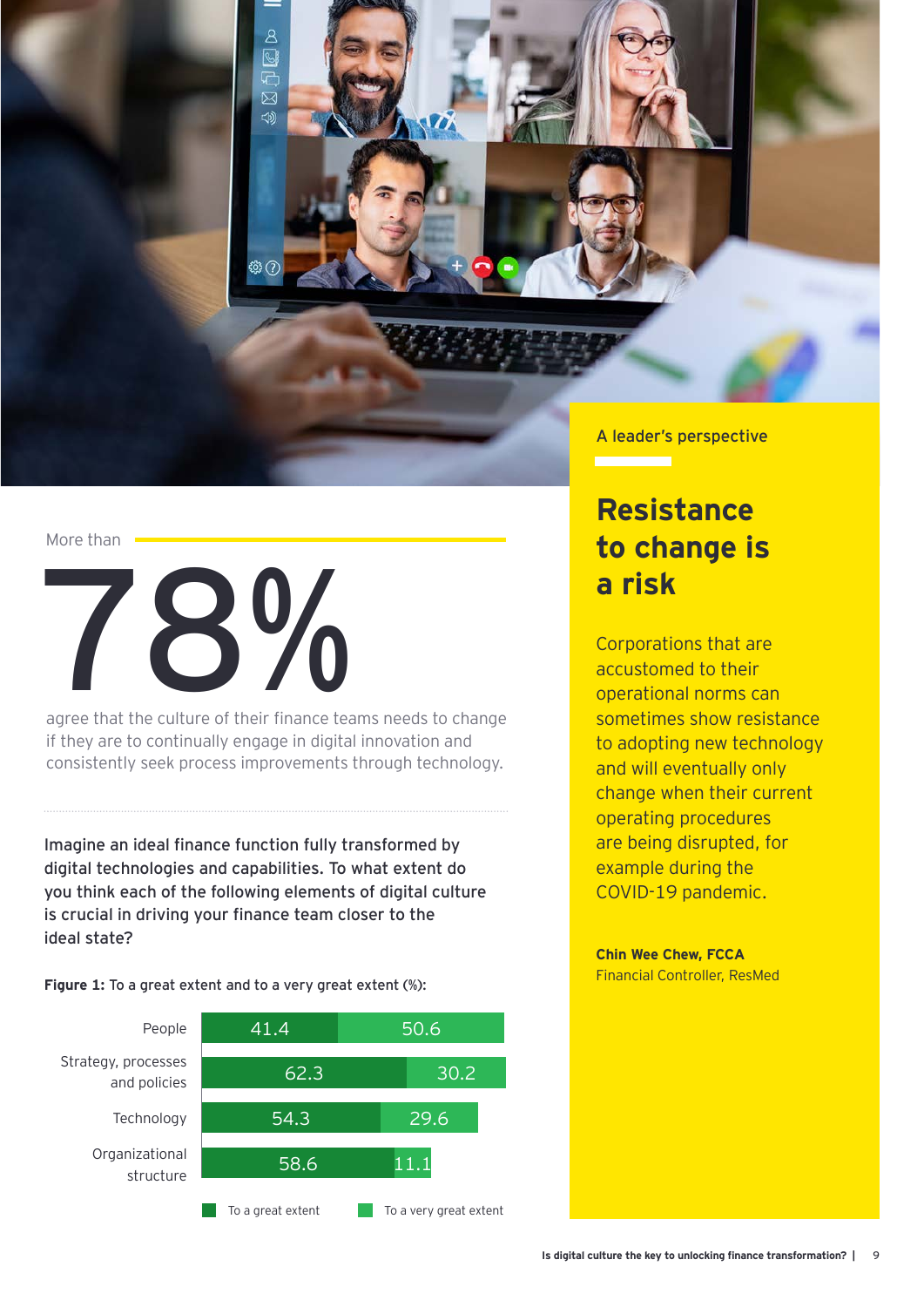More than

# 78%

agree that the culture of their finance teams needs to change if they are to continually engage in digital innovation and consistently seek process improvements through technology.

**Imagine an ideal finance function fully transformed by digital technologies and capabilities. To what extent do you think each of the following elements of digital culture is crucial in driving your finance team closer to the ideal state?**

**Figure 1:** To a great extent and to a very great extent (%):

| | To a great extent | To a very great extent |
|---|---|---|
| People | 41.4 | 50.6 |
| Strategy, processes and policies | 62.3 | 30.2 |
| Technology | 54.3 | 29.6 |
| Organizational structure | 58.6 | 11.1 |

A leader's perspective

## Resistance to change is a risk

Corporations that are accustomed to their operational norms can sometimes show resistance to adopting new technology and will eventually only change when their current operating procedures are being disrupted, for example during the COVID-19 pandemic.

**Chin Wee Chew, FCCA**
Financial Controller, ResMed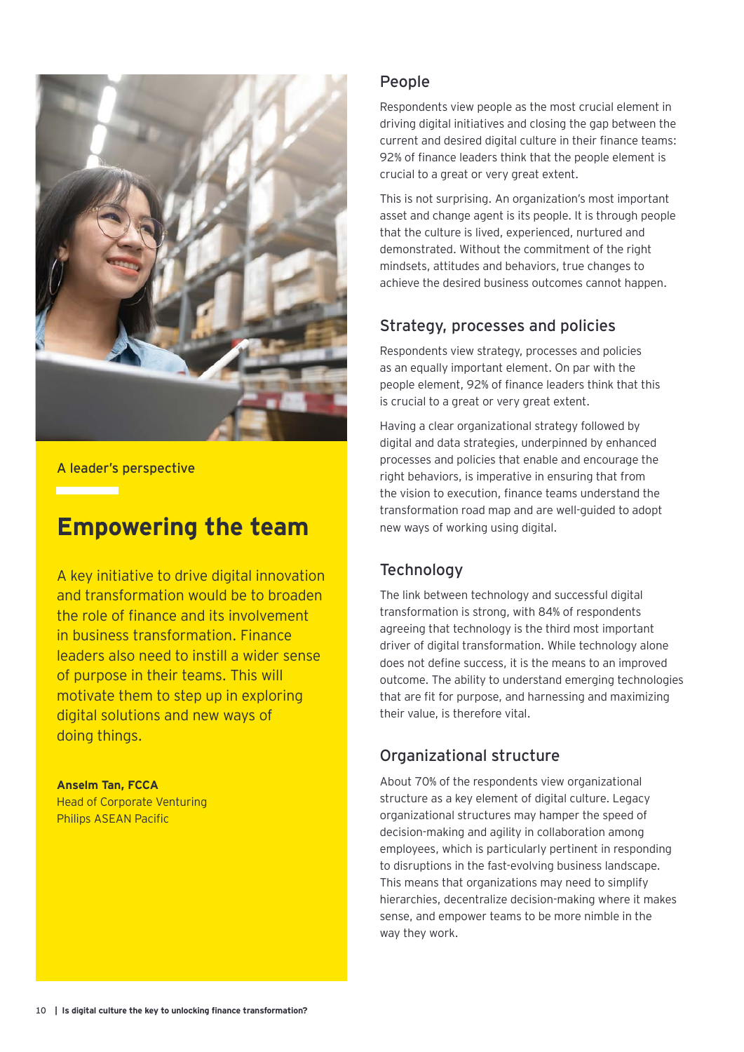A leader's perspective

## Empowering the team

A key initiative to drive digital innovation and transformation would be to broaden the role of finance and its involvement in business transformation. Finance leaders also need to instill a wider sense of purpose in their teams. This will motivate them to step up in exploring digital solutions and new ways of doing things.

**Anselm Tan, FCCA**
Head of Corporate Venturing
Philips ASEAN Pacific

### People

Respondents view people as the most crucial element in driving digital initiatives and closing the gap between the current and desired digital culture in their finance teams: 92% of finance leaders think that the people element is crucial to a great or very great extent.

This is not surprising. An organization's most important asset and change agent is its people. It is through people that the culture is lived, experienced, nurtured and demonstrated. Without the commitment of the right mindsets, attitudes and behaviors, true changes to achieve the desired business outcomes cannot happen.

### Strategy, processes and policies

Respondents view strategy, processes and policies as an equally important element. On par with the people element, 92% of finance leaders think that this is crucial to a great or very great extent.

Having a clear organizational strategy followed by digital and data strategies, underpinned by enhanced processes and policies that enable and encourage the right behaviors, is imperative in ensuring that from the vision to execution, finance teams understand the transformation road map and are well-guided to adopt new ways of working using digital.

### Technology

The link between technology and successful digital transformation is strong, with 84% of respondents agreeing that technology is the third most important driver of digital transformation. While technology alone does not define success, it is the means to an improved outcome. The ability to understand emerging technologies that are fit for purpose, and harnessing and maximizing their value, is therefore vital.

### Organizational structure

About 70% of the respondents view organizational structure as a key element of digital culture. Legacy organizational structures may hamper the speed of decision-making and agility in collaboration among employees, which is particularly pertinent in responding to disruptions in the fast-evolving business landscape. This means that organizations may need to simplify hierarchies, decentralize decision-making where it makes sense, and empower teams to be more nimble in the way they work.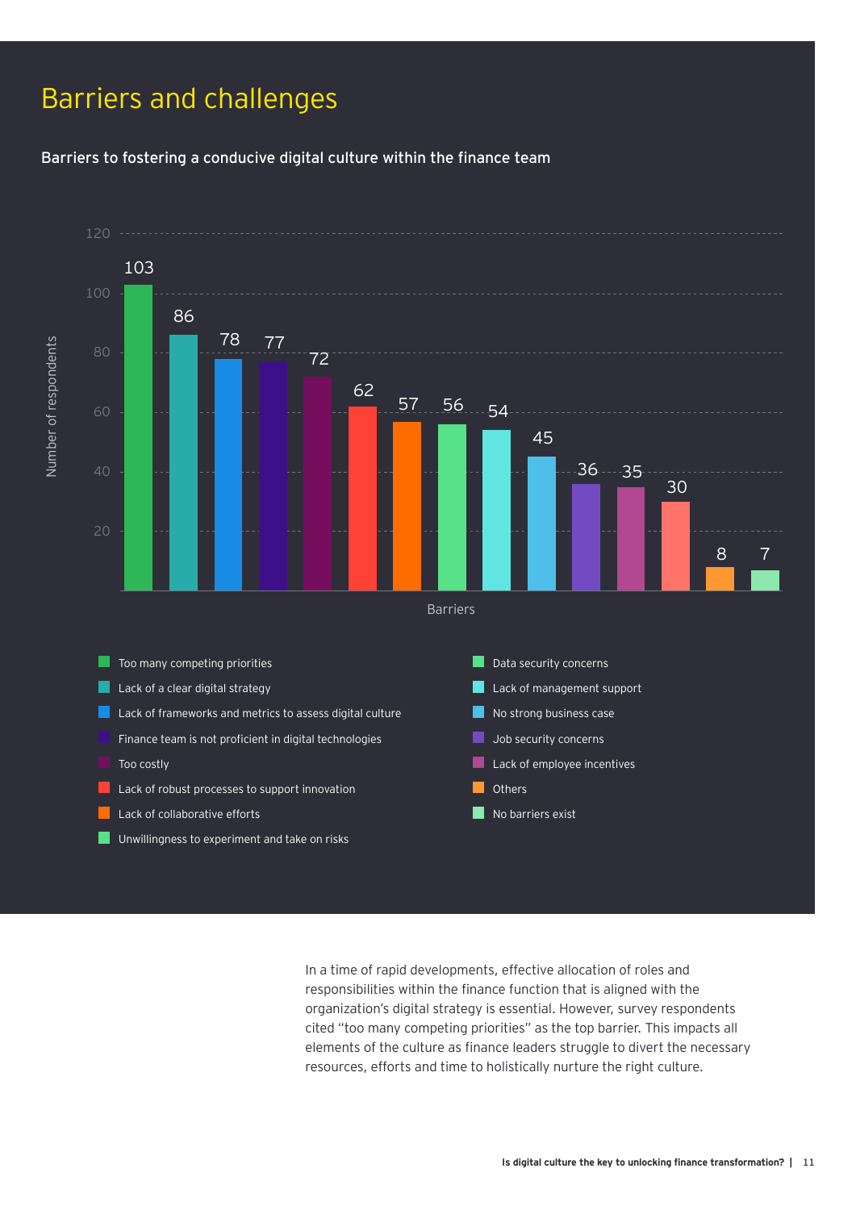# Barriers and challenges

**Barriers to fostering a conducive digital culture within the finance team**

| Barriers | Number of respondents |
|---|---|
| Too many competing priorities | 103 |
| Lack of a clear digital strategy | 86 |
| Lack of frameworks and metrics to assess digital culture | 78 |
| Finance team is not proficient in digital technologies | 77 |
| Too costly | 72 |
| Lack of robust processes to support innovation | 62 |
| Lack of collaborative efforts | 57 |
| Unwillingness to experiment and take on risks | 56 |
| Data security concerns | 54 |
| Lack of management support | 45 |
| No strong business case | 36 |
| Job security concerns | 35 |
| Lack of employee incentives | 30 |
| Others | 8 |
| No barriers exist | 7 |

In a time of rapid developments, effective allocation of roles and responsibilities within the finance function that is aligned with the organization's digital strategy is essential. However, survey respondents cited "too many competing priorities" as the top barrier. This impacts all elements of the culture as finance leaders struggle to divert the necessary resources, efforts and time to holistically nurture the right culture.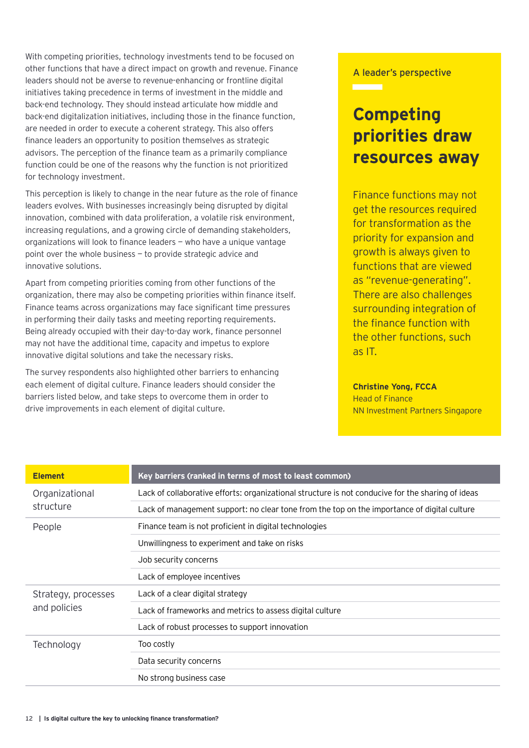With competing priorities, technology investments tend to be focused on other functions that have a direct impact on growth and revenue. Finance leaders should not be averse to revenue-enhancing or frontline digital initiatives taking precedence in terms of investment in the middle and back-end technology. They should instead articulate how middle and back-end digitalization initiatives, including those in the finance function, are needed in order to execute a coherent strategy. This also offers finance leaders an opportunity to position themselves as strategic advisors. The perception of the finance team as a primarily compliance function could be one of the reasons why the function is not prioritized for technology investment.

This perception is likely to change in the near future as the role of finance leaders evolves. With businesses increasingly being disrupted by digital innovation, combined with data proliferation, a volatile risk environment, increasing regulations, and a growing circle of demanding stakeholders, organizations will look to finance leaders — who have a unique vantage point over the whole business — to provide strategic advice and innovative solutions.

Apart from competing priorities coming from other functions of the organization, there may also be competing priorities within finance itself. Finance teams across organizations may face significant time pressures in performing their daily tasks and meeting reporting requirements. Being already occupied with their day-to-day work, finance personnel may not have the additional time, capacity and impetus to explore innovative digital solutions and take the necessary risks.

The survey respondents also highlighted other barriers to enhancing each element of digital culture. Finance leaders should consider the barriers listed below, and take steps to overcome them in order to drive improvements in each element of digital culture.

A leader's perspective

## Competing priorities draw resources away

Finance functions may not get the resources required for transformation as the priority for expansion and growth is always given to functions that are viewed as "revenue-generating". There are also challenges surrounding integration of the finance function with the other functions, such as IT.

**Christine Yong, FCCA**
Head of Finance
NN Investment Partners Singapore

| Element | Key barriers (ranked in terms of most to least common) |
|---|---|
| Organizational structure | Lack of collaborative efforts: organizational structure is not conducive for the sharing of ideas |
| | Lack of management support: no clear tone from the top on the importance of digital culture |
| People | Finance team is not proficient in digital technologies |
| | Unwillingness to experiment and take on risks |
| | Job security concerns |
| | Lack of employee incentives |
| Strategy, processes and policies | Lack of a clear digital strategy |
| | Lack of frameworks and metrics to assess digital culture |
| | Lack of robust processes to support innovation |
| Technology | Too costly |
| | Data security concerns |
| | No strong business case |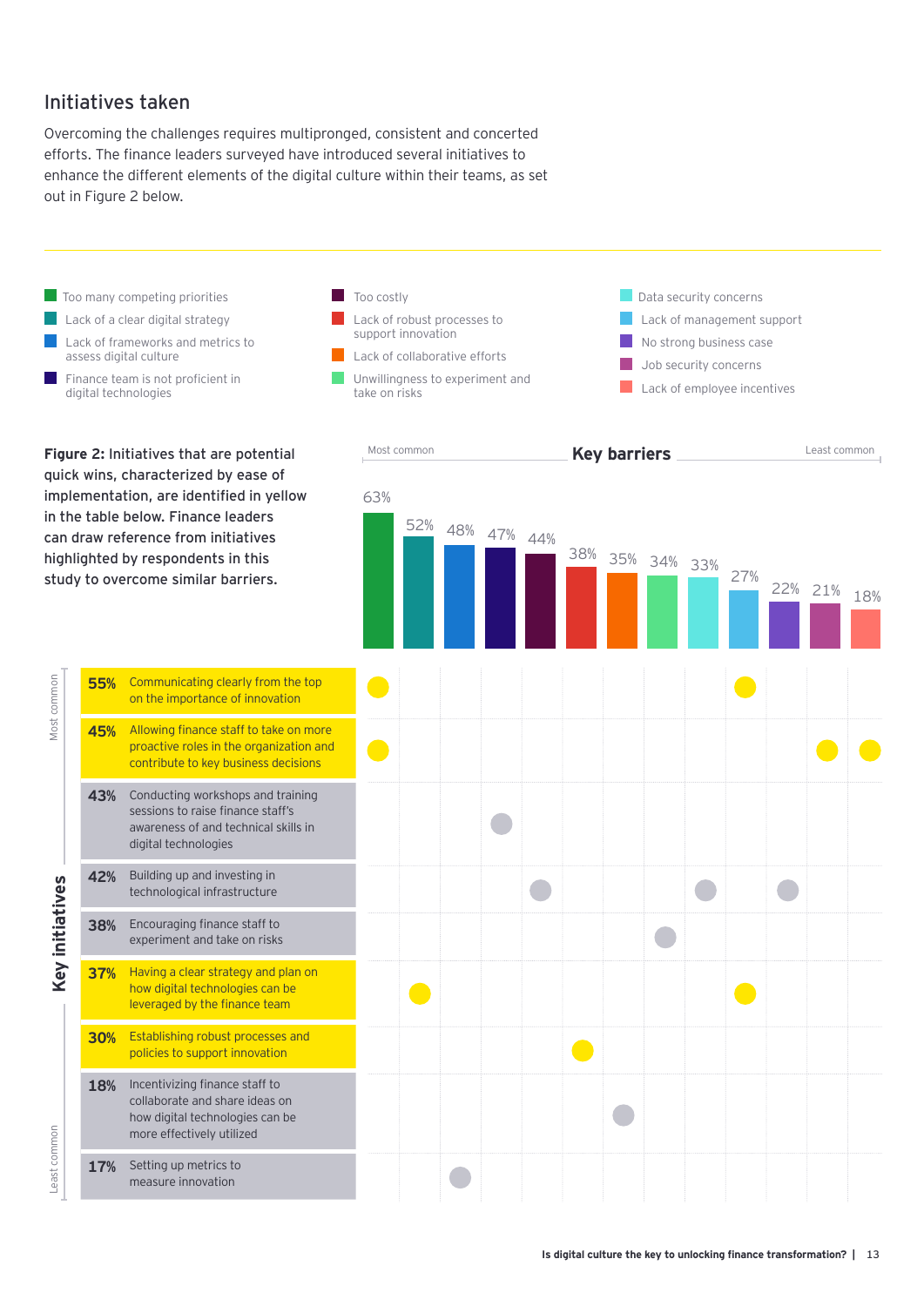## Initiatives taken

Overcoming the challenges requires multipronged, consistent and concerted efforts. The finance leaders surveyed have introduced several initiatives to enhance the different elements of the digital culture within their teams, as set out in Figure 2 below.

**Figure 2:** Initiatives that are potential quick wins, characterized by ease of implementation, are identified in yellow in the table below. Finance leaders can draw reference from initiatives highlighted by respondents in this study to overcome similar barriers.

**Key barriers** (Most common → Least common)

| Key barrier | % |
|---|---|
| Too many competing priorities | 63% |
| Lack of a clear digital strategy | 52% |
| Lack of frameworks and metrics to assess digital culture | 48% |
| Finance team is not proficient in digital technologies | 47% |
| Too costly | 44% |
| Lack of robust processes to support innovation | 38% |
| Lack of collaborative efforts | 35% |
| Unwillingness to experiment and take on risks | 34% |
| Data security concerns | 33% |
| Lack of management support | 27% |
| No strong business case | 22% |
| Job security concerns | 21% |
| Lack of employee incentives | 18% |

**Key initiatives** (Most common → Least common)

| % | Key initiative | Quick win (yellow) | Barriers addressed |
|---|---|---|---|
| 55% | Communicating clearly from the top on the importance of innovation | Yes | Too many competing priorities; Lack of management support |
| 45% | Allowing finance staff to take on more proactive roles in the organization and contribute to key business decisions | Yes | Too many competing priorities; Job security concerns; Lack of employee incentives |
| 43% | Conducting workshops and training sessions to raise finance staff's awareness of and technical skills in digital technologies | | Finance team is not proficient in digital technologies |
| 42% | Building up and investing in technological infrastructure | | Too costly; Data security concerns; No strong business case |
| 38% | Encouraging finance staff to experiment and take on risks | | Unwillingness to experiment and take on risks |
| 37% | Having a clear strategy and plan on how digital technologies can be leveraged by the finance team | Yes | Lack of a clear digital strategy; Lack of management support |
| 30% | Establishing robust processes and policies to support innovation | Yes | Lack of robust processes to support innovation |
| 18% | Incentivizing finance staff to collaborate and share ideas on how digital technologies can be more effectively utilized | | Lack of collaborative efforts |
| 17% | Setting up metrics to measure innovation | | Lack of frameworks and metrics to assess digital culture |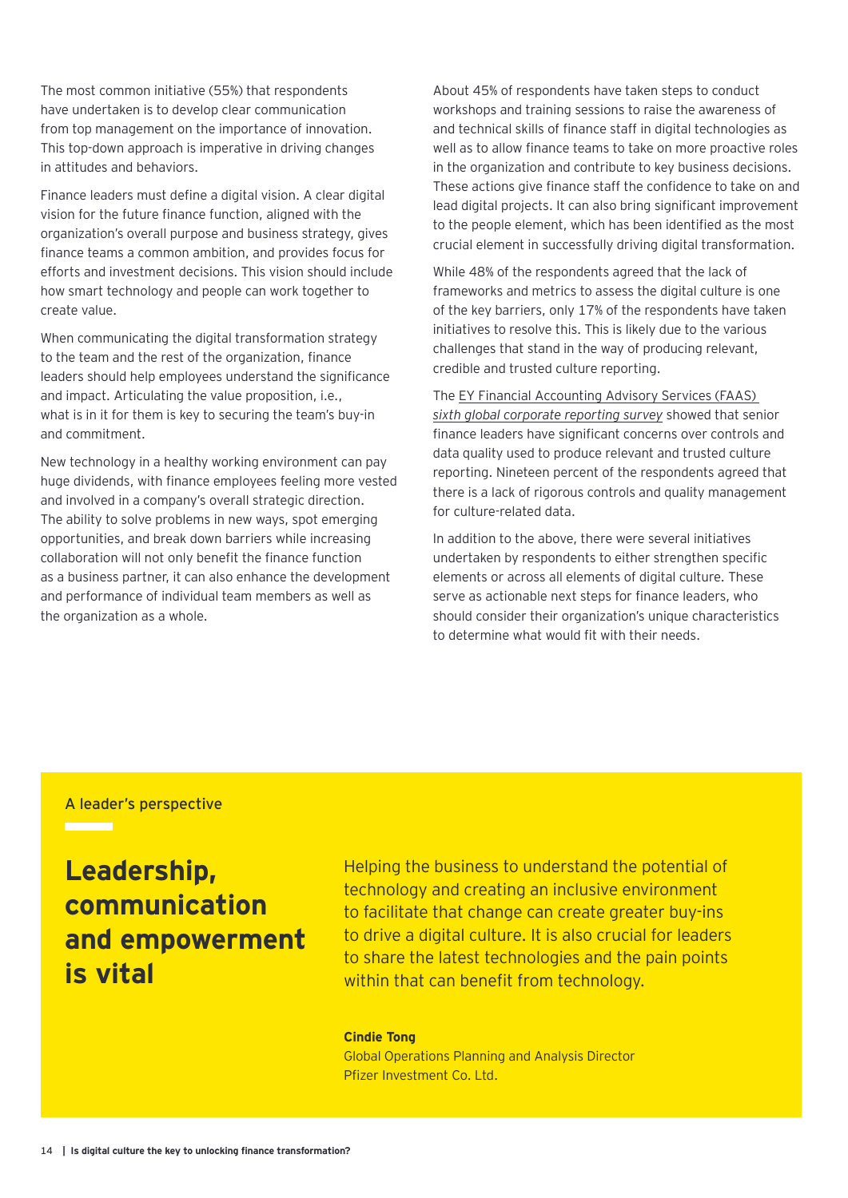The most common initiative (55%) that respondents have undertaken is to develop clear communication from top management on the importance of innovation. This top-down approach is imperative in driving changes in attitudes and behaviors.

Finance leaders must define a digital vision. A clear digital vision for the future finance function, aligned with the organization's overall purpose and business strategy, gives finance teams a common ambition, and provides focus for efforts and investment decisions. This vision should include how smart technology and people can work together to create value.

When communicating the digital transformation strategy to the team and the rest of the organization, finance leaders should help employees understand the significance and impact. Articulating the value proposition, i.e., what is in it for them is key to securing the team's buy-in and commitment.

New technology in a healthy working environment can pay huge dividends, with finance employees feeling more vested and involved in a company's overall strategic direction. The ability to solve problems in new ways, spot emerging opportunities, and break down barriers while increasing collaboration will not only benefit the finance function as a business partner, it can also enhance the development and performance of individual team members as well as the organization as a whole.

About 45% of respondents have taken steps to conduct workshops and training sessions to raise the awareness of and technical skills of finance staff in digital technologies as well as to allow finance teams to take on more proactive roles in the organization and contribute to key business decisions. These actions give finance staff the confidence to take on and lead digital projects. It can also bring significant improvement to the people element, which has been identified as the most crucial element in successfully driving digital transformation.

While 48% of the respondents agreed that the lack of frameworks and metrics to assess the digital culture is one of the key barriers, only 17% of the respondents have taken initiatives to resolve this. This is likely due to the various challenges that stand in the way of producing relevant, credible and trusted culture reporting.

The EY Financial Accounting Advisory Services (FAAS) *sixth global corporate reporting survey* showed that senior finance leaders have significant concerns over controls and data quality used to produce relevant and trusted culture reporting. Nineteen percent of the respondents agreed that there is a lack of rigorous controls and quality management for culture-related data.

In addition to the above, there were several initiatives undertaken by respondents to either strengthen specific elements or across all elements of digital culture. These serve as actionable next steps for finance leaders, who should consider their organization's unique characteristics to determine what would fit with their needs.

A leader's perspective

## Leadership, communication and empowerment is vital

Helping the business to understand the potential of technology and creating an inclusive environment to facilitate that change can create greater buy-ins to drive a digital culture. It is also crucial for leaders to share the latest technologies and the pain points within that can benefit from technology.

**Cindie Tong**
Global Operations Planning and Analysis Director
Pfizer Investment Co. Ltd.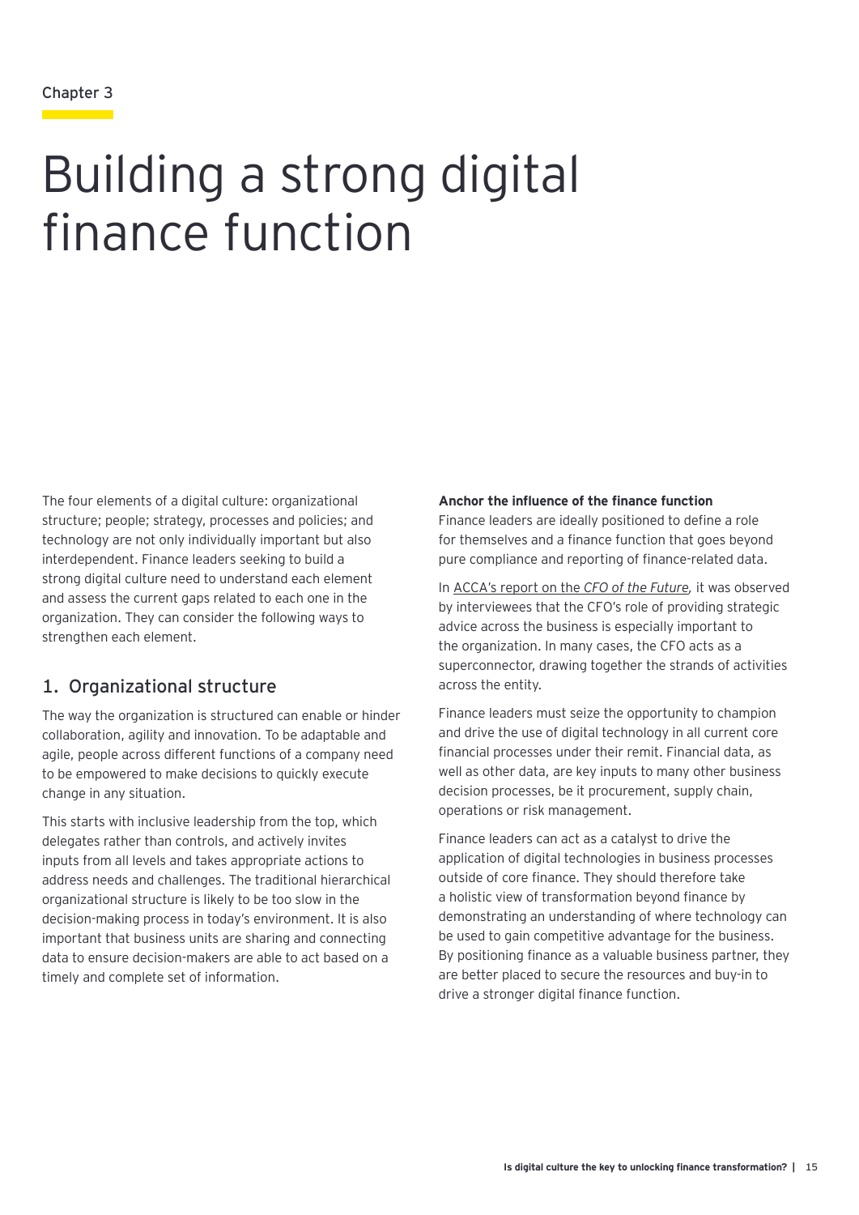Chapter 3

# Building a strong digital finance function

The four elements of a digital culture: organizational structure; people; strategy, processes and policies; and technology are not only individually important but also interdependent. Finance leaders seeking to build a strong digital culture need to understand each element and assess the current gaps related to each one in the organization. They can consider the following ways to strengthen each element.

## 1. Organizational structure

The way the organization is structured can enable or hinder collaboration, agility and innovation. To be adaptable and agile, people across different functions of a company need to be empowered to make decisions to quickly execute change in any situation.

This starts with inclusive leadership from the top, which delegates rather than controls, and actively invites inputs from all levels and takes appropriate actions to address needs and challenges. The traditional hierarchical organizational structure is likely to be too slow in the decision-making process in today's environment. It is also important that business units are sharing and connecting data to ensure decision-makers are able to act based on a timely and complete set of information.

**Anchor the influence of the finance function**

Finance leaders are ideally positioned to define a role for themselves and a finance function that goes beyond pure compliance and reporting of finance-related data.

In ACCA's report on the *CFO of the Future,* it was observed by interviewees that the CFO's role of providing strategic advice across the business is especially important to the organization. In many cases, the CFO acts as a superconnector, drawing together the strands of activities across the entity.

Finance leaders must seize the opportunity to champion and drive the use of digital technology in all current core financial processes under their remit. Financial data, as well as other data, are key inputs to many other business decision processes, be it procurement, supply chain, operations or risk management.

Finance leaders can act as a catalyst to drive the application of digital technologies in business processes outside of core finance. They should therefore take a holistic view of transformation beyond finance by demonstrating an understanding of where technology can be used to gain competitive advantage for the business. By positioning finance as a valuable business partner, they are better placed to secure the resources and buy-in to drive a stronger digital finance function.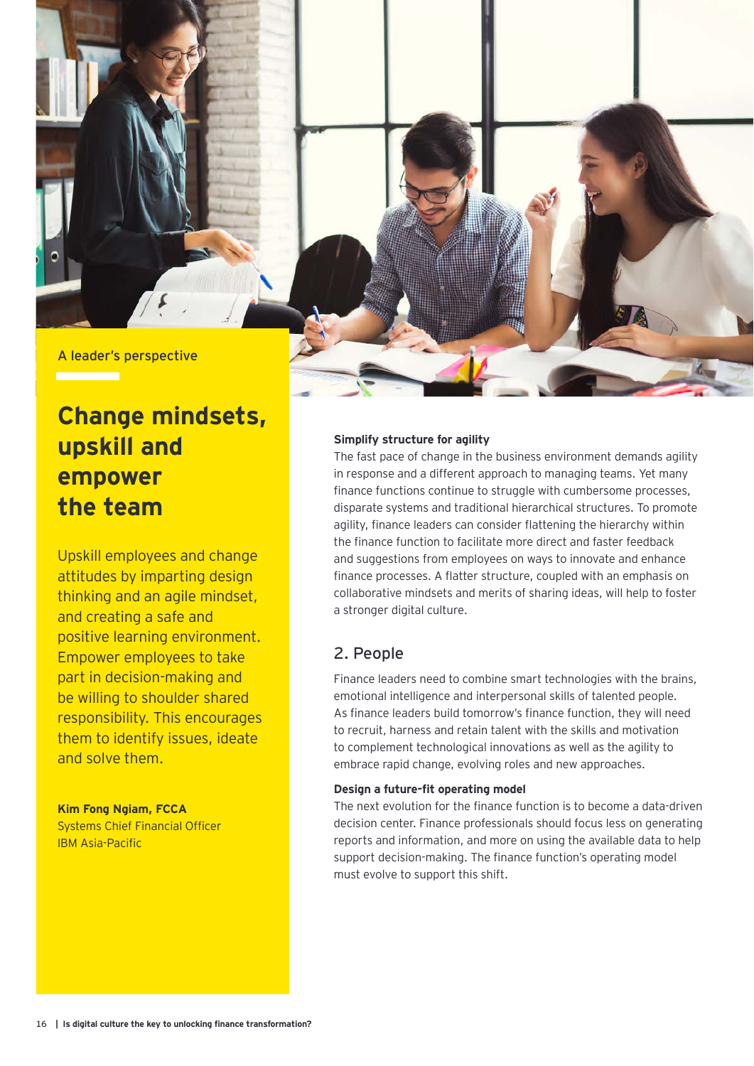A leader's perspective

## Change mindsets, upskill and empower the team

Upskill employees and change attitudes by imparting design thinking and an agile mindset, and creating a safe and positive learning environment. Empower employees to take part in decision-making and be willing to shoulder shared responsibility. This encourages them to identify issues, ideate and solve them.

**Kim Fong Ngiam, FCCA**
Systems Chief Financial Officer
IBM Asia-Pacific

**Simplify structure for agility**
The fast pace of change in the business environment demands agility in response and a different approach to managing teams. Yet many finance functions continue to struggle with cumbersome processes, disparate systems and traditional hierarchical structures. To promote agility, finance leaders can consider flattening the hierarchy within the finance function to facilitate more direct and faster feedback and suggestions from employees on ways to innovate and enhance finance processes. A flatter structure, coupled with an emphasis on collaborative mindsets and merits of sharing ideas, will help to foster a stronger digital culture.

## 2. People

Finance leaders need to combine smart technologies with the brains, emotional intelligence and interpersonal skills of talented people. As finance leaders build tomorrow's finance function, they will need to recruit, harness and retain talent with the skills and motivation to complement technological innovations as well as the agility to embrace rapid change, evolving roles and new approaches.

**Design a future-fit operating model**
The next evolution for the finance function is to become a data-driven decision center. Finance professionals should focus less on generating reports and information, and more on using the available data to help support decision-making. The finance function's operating model must evolve to support this shift.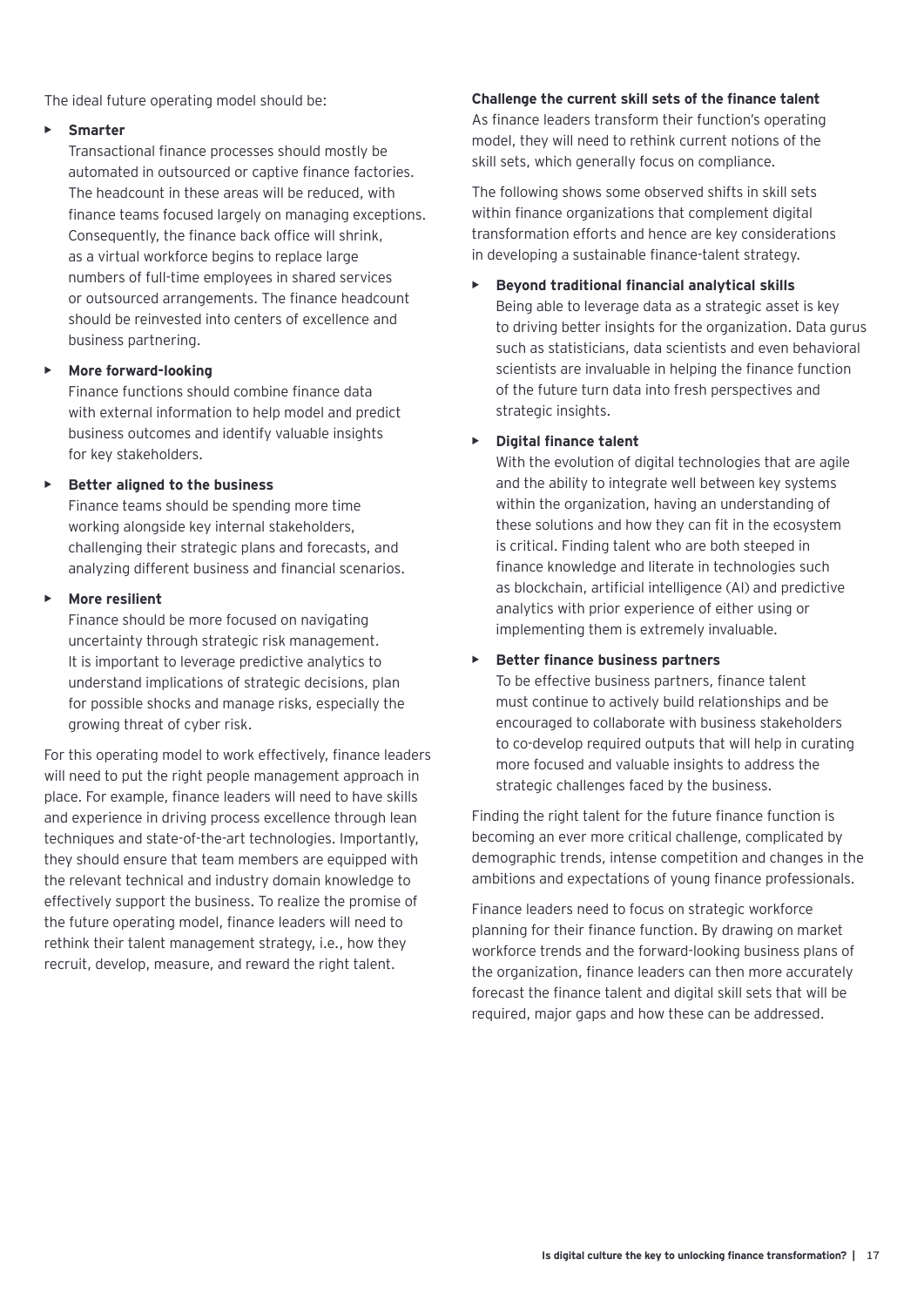The ideal future operating model should be:

- **Smarter**
  Transactional finance processes should mostly be automated in outsourced or captive finance factories. The headcount in these areas will be reduced, with finance teams focused largely on managing exceptions. Consequently, the finance back office will shrink, as a virtual workforce begins to replace large numbers of full-time employees in shared services or outsourced arrangements. The finance headcount should be reinvested into centers of excellence and business partnering.
- **More forward-looking**
  Finance functions should combine finance data with external information to help model and predict business outcomes and identify valuable insights for key stakeholders.
- **Better aligned to the business**
  Finance teams should be spending more time working alongside key internal stakeholders, challenging their strategic plans and forecasts, and analyzing different business and financial scenarios.
- **More resilient**
  Finance should be more focused on navigating uncertainty through strategic risk management. It is important to leverage predictive analytics to understand implications of strategic decisions, plan for possible shocks and manage risks, especially the growing threat of cyber risk.

For this operating model to work effectively, finance leaders will need to put the right people management approach in place. For example, finance leaders will need to have skills and experience in driving process excellence through lean techniques and state-of-the-art technologies. Importantly, they should ensure that team members are equipped with the relevant technical and industry domain knowledge to effectively support the business. To realize the promise of the future operating model, finance leaders will need to rethink their talent management strategy, i.e., how they recruit, develop, measure, and reward the right talent.

**Challenge the current skill sets of the finance talent**

As finance leaders transform their function's operating model, they will need to rethink current notions of the skill sets, which generally focus on compliance.

The following shows some observed shifts in skill sets within finance organizations that complement digital transformation efforts and hence are key considerations in developing a sustainable finance-talent strategy.

- **Beyond traditional financial analytical skills**
  Being able to leverage data as a strategic asset is key to driving better insights for the organization. Data gurus such as statisticians, data scientists and even behavioral scientists are invaluable in helping the finance function of the future turn data into fresh perspectives and strategic insights.
- **Digital finance talent**
  With the evolution of digital technologies that are agile and the ability to integrate well between key systems within the organization, having an understanding of these solutions and how they can fit in the ecosystem is critical. Finding talent who are both steeped in finance knowledge and literate in technologies such as blockchain, artificial intelligence (AI) and predictive analytics with prior experience of either using or implementing them is extremely invaluable.
- **Better finance business partners**
  To be effective business partners, finance talent must continue to actively build relationships and be encouraged to collaborate with business stakeholders to co-develop required outputs that will help in curating more focused and valuable insights to address the strategic challenges faced by the business.

Finding the right talent for the future finance function is becoming an ever more critical challenge, complicated by demographic trends, intense competition and changes in the ambitions and expectations of young finance professionals.

Finance leaders need to focus on strategic workforce planning for their finance function. By drawing on market workforce trends and the forward-looking business plans of the organization, finance leaders can then more accurately forecast the finance talent and digital skill sets that will be required, major gaps and how these can be addressed.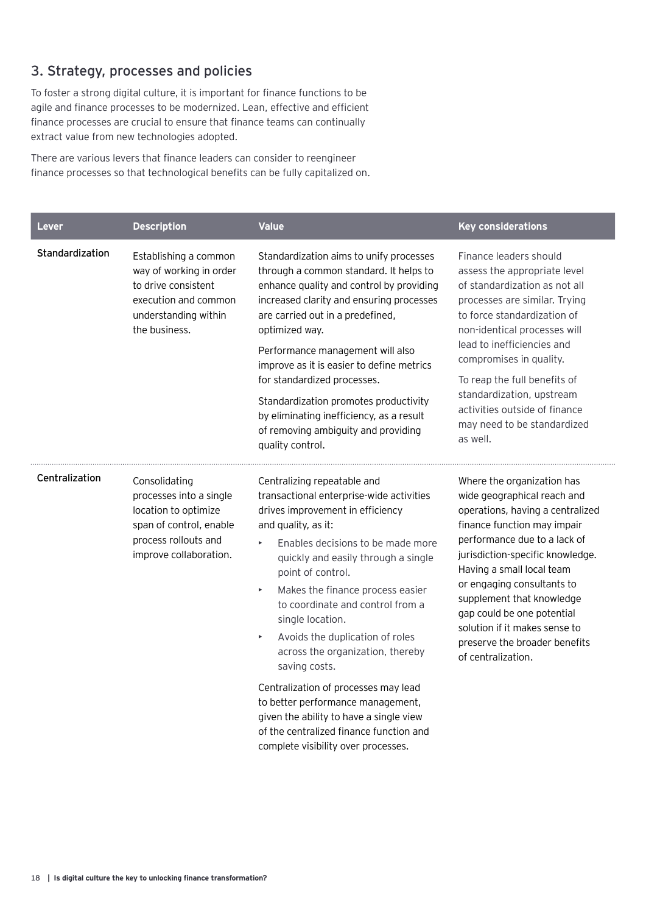## 3. Strategy, processes and policies

To foster a strong digital culture, it is important for finance functions to be agile and finance processes to be modernized. Lean, effective and efficient finance processes are crucial to ensure that finance teams can continually extract value from new technologies adopted.

There are various levers that finance leaders can consider to reengineer finance processes so that technological benefits can be fully capitalized on.

| Lever | Description | Value | Key considerations |
|---|---|---|---|
| Standardization | Establishing a common way of working in order to drive consistent execution and common understanding within the business. | Standardization aims to unify processes through a common standard. It helps to enhance quality and control by providing increased clarity and ensuring processes are carried out in a predefined, optimized way.<br><br>Performance management will also improve as it is easier to define metrics for standardized processes.<br><br>Standardization promotes productivity by eliminating inefficiency, as a result of removing ambiguity and providing quality control. | Finance leaders should assess the appropriate level of standardization as not all processes are similar. Trying to force standardization of non-identical processes will lead to inefficiencies and compromises in quality.<br><br>To reap the full benefits of standardization, upstream activities outside of finance may need to be standardized as well. |
| Centralization | Consolidating processes into a single location to optimize span of control, enable process rollouts and improve collaboration. | Centralizing repeatable and transactional enterprise-wide activities drives improvement in efficiency and quality, as it:<br>• Enables decisions to be made more quickly and easily through a single point of control.<br>• Makes the finance process easier to coordinate and control from a single location.<br>• Avoids the duplication of roles across the organization, thereby saving costs.<br><br>Centralization of processes may lead to better performance management, given the ability to have a single view of the centralized finance function and complete visibility over processes. | Where the organization has wide geographical reach and operations, having a centralized finance function may impair performance due to a lack of jurisdiction-specific knowledge. Having a small local team or engaging consultants to supplement that knowledge gap could be one potential solution if it makes sense to preserve the broader benefits of centralization. |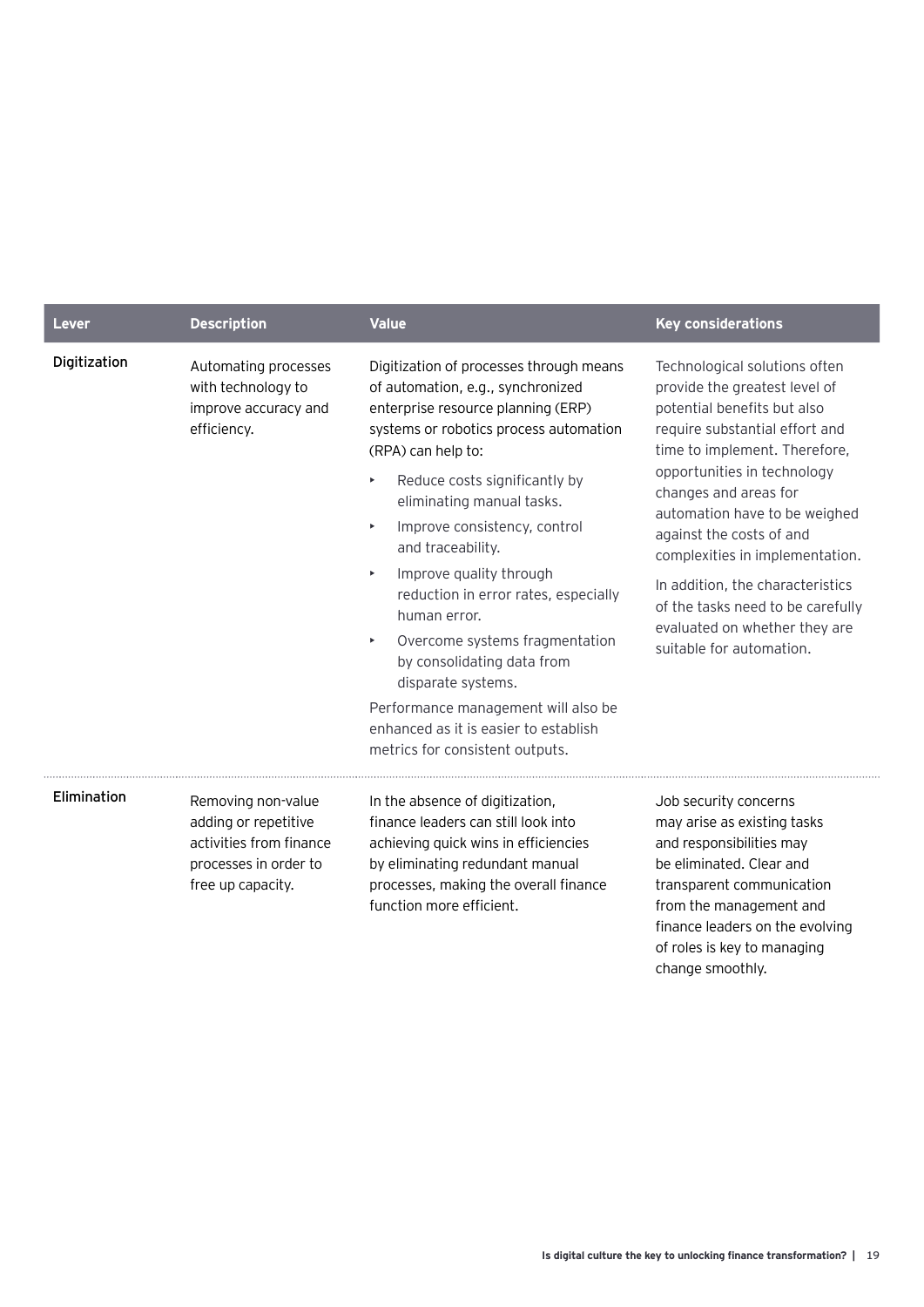| Lever | Description | Value | Key considerations |
|---|---|---|---|
| Digitization | Automating processes with technology to improve accuracy and efficiency. | Digitization of processes through means of automation, e.g., synchronized enterprise resource planning (ERP) systems or robotics process automation (RPA) can help to:<br>‣ Reduce costs significantly by eliminating manual tasks.<br>‣ Improve consistency, control and traceability.<br>‣ Improve quality through reduction in error rates, especially human error.<br>‣ Overcome systems fragmentation by consolidating data from disparate systems.<br>Performance management will also be enhanced as it is easier to establish metrics for consistent outputs. | Technological solutions often provide the greatest level of potential benefits but also require substantial effort and time to implement. Therefore, opportunities in technology changes and areas for automation have to be weighed against the costs of and complexities in implementation.<br>In addition, the characteristics of the tasks need to be carefully evaluated on whether they are suitable for automation. |
| Elimination | Removing non-value adding or repetitive activities from finance processes in order to free up capacity. | In the absence of digitization, finance leaders can still look into achieving quick wins in efficiencies by eliminating redundant manual processes, making the overall finance function more efficient. | Job security concerns may arise as existing tasks and responsibilities may be eliminated. Clear and transparent communication from the management and finance leaders on the evolving of roles is key to managing change smoothly. |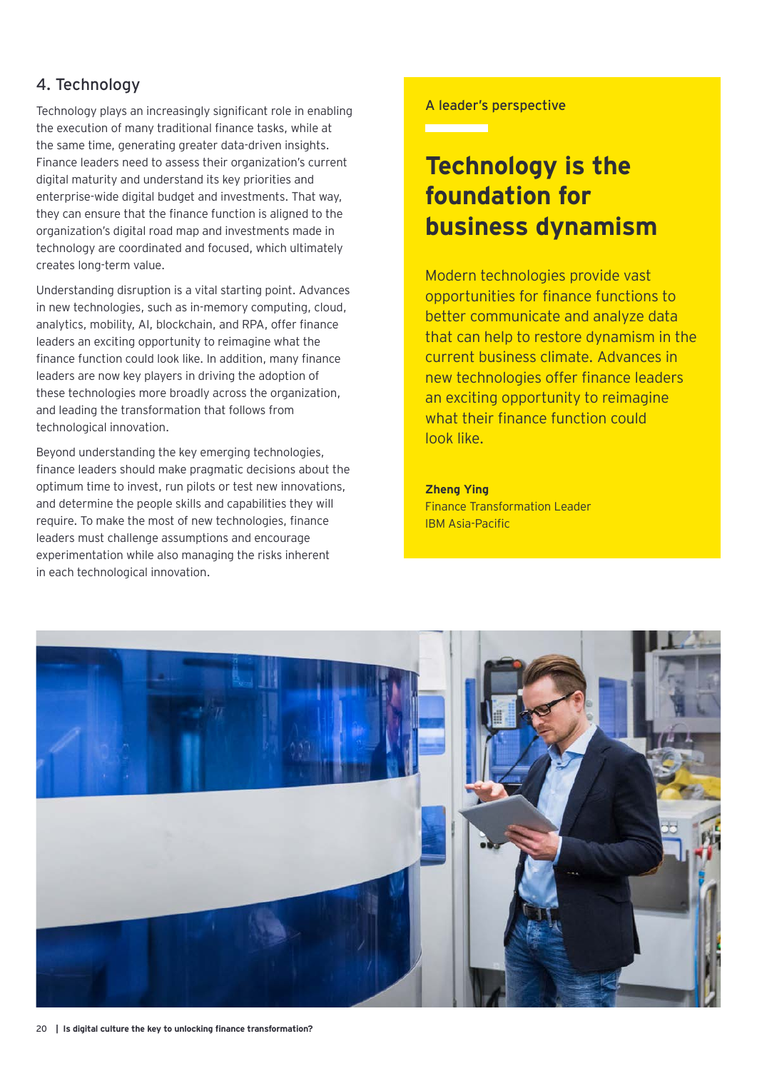## 4. Technology

Technology plays an increasingly significant role in enabling the execution of many traditional finance tasks, while at the same time, generating greater data-driven insights. Finance leaders need to assess their organization's current digital maturity and understand its key priorities and enterprise-wide digital budget and investments. That way, they can ensure that the finance function is aligned to the organization's digital road map and investments made in technology are coordinated and focused, which ultimately creates long-term value.

Understanding disruption is a vital starting point. Advances in new technologies, such as in-memory computing, cloud, analytics, mobility, AI, blockchain, and RPA, offer finance leaders an exciting opportunity to reimagine what the finance function could look like. In addition, many finance leaders are now key players in driving the adoption of these technologies more broadly across the organization, and leading the transformation that follows from technological innovation.

Beyond understanding the key emerging technologies, finance leaders should make pragmatic decisions about the optimum time to invest, run pilots or test new innovations, and determine the people skills and capabilities they will require. To make the most of new technologies, finance leaders must challenge assumptions and encourage experimentation while also managing the risks inherent in each technological innovation.

A leader's perspective

## Technology is the foundation for business dynamism

Modern technologies provide vast opportunities for finance functions to better communicate and analyze data that can help to restore dynamism in the current business climate. Advances in new technologies offer finance leaders an exciting opportunity to reimagine what their finance function could look like.

**Zheng Ying**
Finance Transformation Leader
IBM Asia-Pacific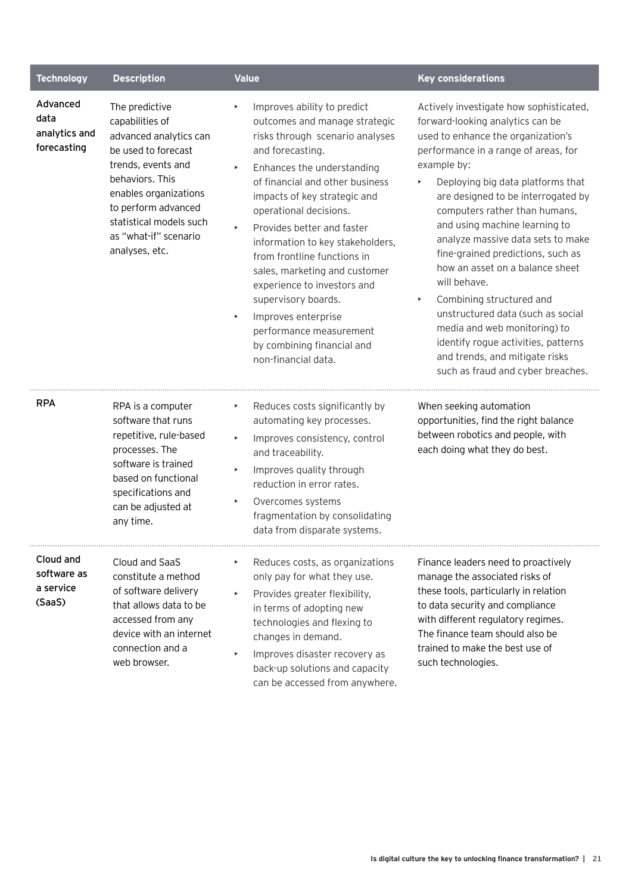| Technology | Description | Value | Key considerations |
|---|---|---|---|
| Advanced data analytics and forecasting | The predictive capabilities of advanced analytics can be used to forecast trends, events and behaviors. This enables organizations to perform advanced statistical models such as "what-if" scenario analyses, etc. | ‣ Improves ability to predict outcomes and manage strategic risks through scenario analyses and forecasting.<br>‣ Enhances the understanding of financial and other business impacts of key strategic and operational decisions.<br>‣ Provides better and faster information to key stakeholders, from frontline functions in sales, marketing and customer experience to investors and supervisory boards.<br>‣ Improves enterprise performance measurement by combining financial and non-financial data. | Actively investigate how sophisticated, forward-looking analytics can be used to enhance the organization's performance in a range of areas, for example by:<br>‣ Deploying big data platforms that are designed to be interrogated by computers rather than humans, and using machine learning to analyze massive data sets to make fine-grained predictions, such as how an asset on a balance sheet will behave.<br>‣ Combining structured and unstructured data (such as social media and web monitoring) to identify rogue activities, patterns and trends, and mitigate risks such as fraud and cyber breaches. |
| RPA | RPA is a computer software that runs repetitive, rule-based processes. The software is trained based on functional specifications and can be adjusted at any time. | ‣ Reduces costs significantly by automating key processes.<br>‣ Improves consistency, control and traceability.<br>‣ Improves quality through reduction in error rates.<br>‣ Overcomes systems fragmentation by consolidating data from disparate systems. | When seeking automation opportunities, find the right balance between robotics and people, with each doing what they do best. |
| Cloud and software as a service (SaaS) | Cloud and SaaS constitute a method of software delivery that allows data to be accessed from any device with an internet connection and a web browser. | ‣ Reduces costs, as organizations only pay for what they use.<br>‣ Provides greater flexibility, in terms of adopting new technologies and flexing to changes in demand.<br>‣ Improves disaster recovery as back-up solutions and capacity can be accessed from anywhere. | Finance leaders need to proactively manage the associated risks of these tools, particularly in relation to data security and compliance with different regulatory regimes. The finance team should also be trained to make the best use of such technologies. |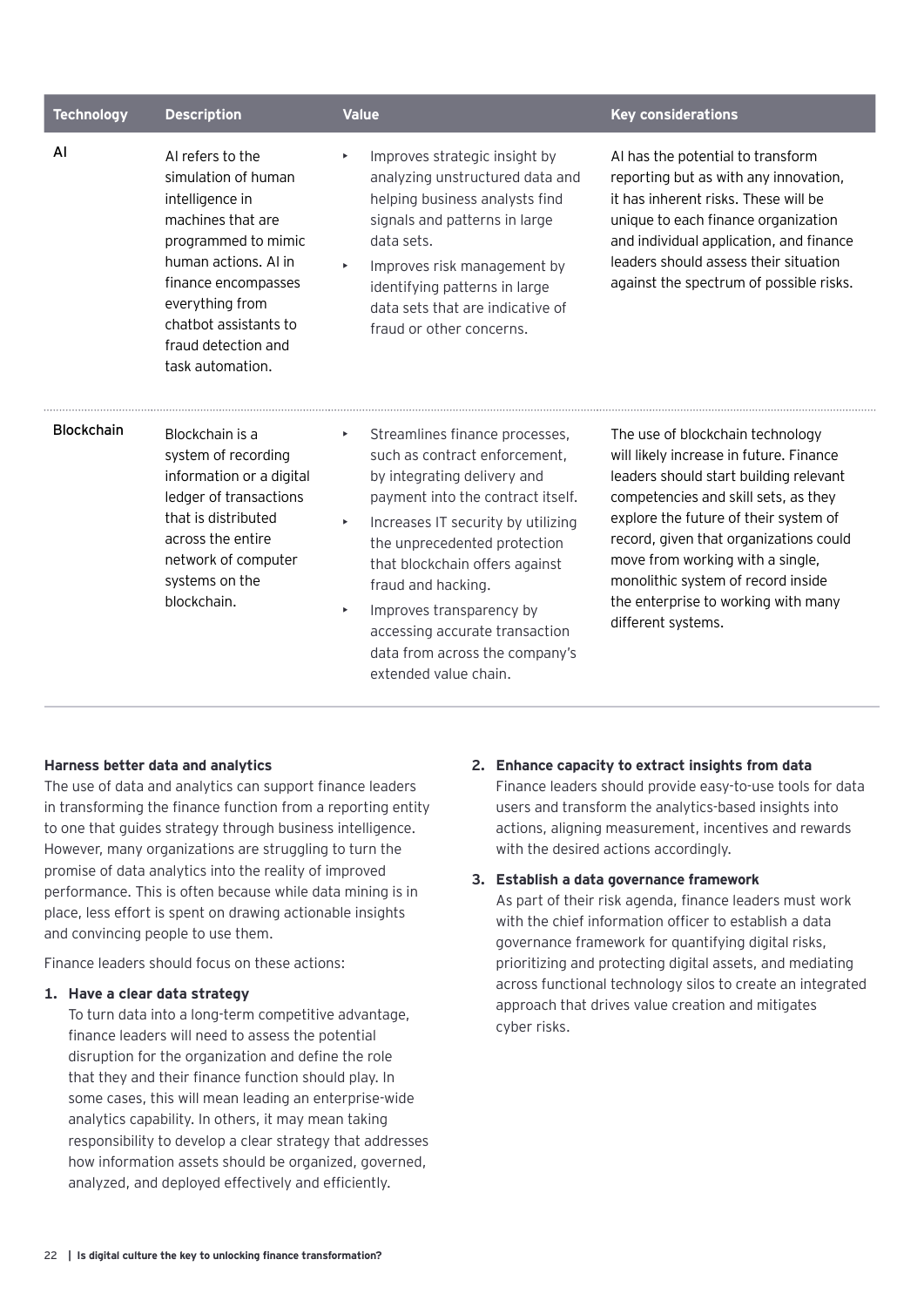| Technology | Description | Value | Key considerations |
| --- | --- | --- | --- |
| AI | AI refers to the simulation of human intelligence in machines that are programmed to mimic human actions. AI in finance encompasses everything from chatbot assistants to fraud detection and task automation. | ▸ Improves strategic insight by analyzing unstructured data and helping business analysts find signals and patterns in large data sets.<br>▸ Improves risk management by identifying patterns in large data sets that are indicative of fraud or other concerns. | AI has the potential to transform reporting but as with any innovation, it has inherent risks. These will be unique to each finance organization and individual application, and finance leaders should assess their situation against the spectrum of possible risks. |
| Blockchain | Blockchain is a system of recording information or a digital ledger of transactions that is distributed across the entire network of computer systems on the blockchain. | ▸ Streamlines finance processes, such as contract enforcement, by integrating delivery and payment into the contract itself.<br>▸ Increases IT security by utilizing the unprecedented protection that blockchain offers against fraud and hacking.<br>▸ Improves transparency by accessing accurate transaction data from across the company's extended value chain. | The use of blockchain technology will likely increase in future. Finance leaders should start building relevant competencies and skill sets, as they explore the future of their system of record, given that organizations could move from working with a single, monolithic system of record inside the enterprise to working with many different systems. |

**Harness better data and analytics**

The use of data and analytics can support finance leaders in transforming the finance function from a reporting entity to one that guides strategy through business intelligence. However, many organizations are struggling to turn the promise of data analytics into the reality of improved performance. This is often because while data mining is in place, less effort is spent on drawing actionable insights and convincing people to use them.

Finance leaders should focus on these actions:

1. **Have a clear data strategy**
   To turn data into a long-term competitive advantage, finance leaders will need to assess the potential disruption for the organization and define the role that they and their finance function should play. In some cases, this will mean leading an enterprise-wide analytics capability. In others, it may mean taking responsibility to develop a clear strategy that addresses how information assets should be organized, governed, analyzed, and deployed effectively and efficiently.

2. **Enhance capacity to extract insights from data**
   Finance leaders should provide easy-to-use tools for data users and transform the analytics-based insights into actions, aligning measurement, incentives and rewards with the desired actions accordingly.

3. **Establish a data governance framework**
   As part of their risk agenda, finance leaders must work with the chief information officer to establish a data governance framework for quantifying digital risks, prioritizing and protecting digital assets, and mediating across functional technology silos to create an integrated approach that drives value creation and mitigates cyber risks.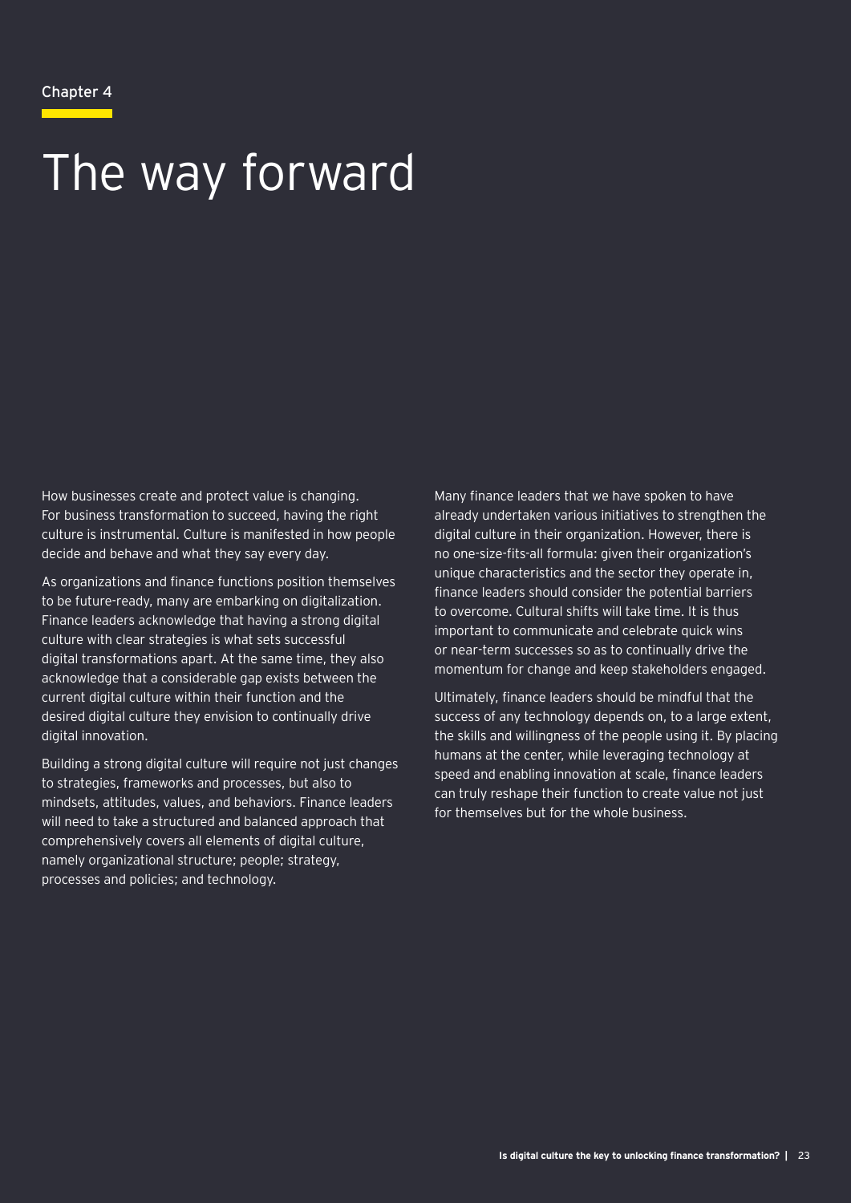Chapter 4

# The way forward

How businesses create and protect value is changing. For business transformation to succeed, having the right culture is instrumental. Culture is manifested in how people decide and behave and what they say every day.

As organizations and finance functions position themselves to be future-ready, many are embarking on digitalization. Finance leaders acknowledge that having a strong digital culture with clear strategies is what sets successful digital transformations apart. At the same time, they also acknowledge that a considerable gap exists between the current digital culture within their function and the desired digital culture they envision to continually drive digital innovation.

Building a strong digital culture will require not just changes to strategies, frameworks and processes, but also to mindsets, attitudes, values, and behaviors. Finance leaders will need to take a structured and balanced approach that comprehensively covers all elements of digital culture, namely organizational structure; people; strategy, processes and policies; and technology.

Many finance leaders that we have spoken to have already undertaken various initiatives to strengthen the digital culture in their organization. However, there is no one-size-fits-all formula: given their organization's unique characteristics and the sector they operate in, finance leaders should consider the potential barriers to overcome. Cultural shifts will take time. It is thus important to communicate and celebrate quick wins or near-term successes so as to continually drive the momentum for change and keep stakeholders engaged.

Ultimately, finance leaders should be mindful that the success of any technology depends on, to a large extent, the skills and willingness of the people using it. By placing humans at the center, while leveraging technology at speed and enabling innovation at scale, finance leaders can truly reshape their function to create value not just for themselves but for the whole business.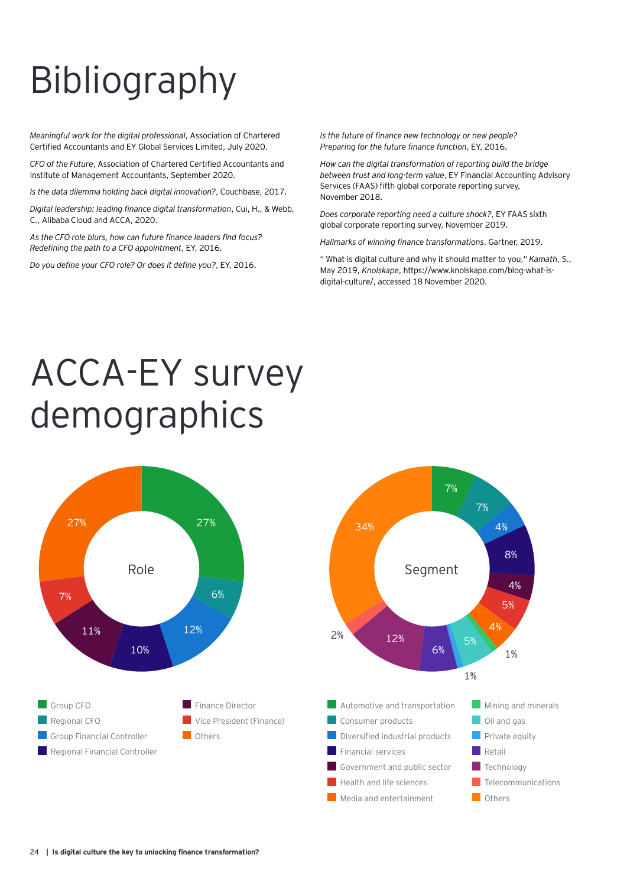# Bibliography

*Meaningful work for the digital professional*, Association of Chartered Certified Accountants and EY Global Services Limited, July 2020.

*CFO of the Future*, Association of Chartered Certified Accountants and Institute of Management Accountants, September 2020.

*Is the data dilemma holding back digital innovation?*, Couchbase, 2017.

*Digital leadership: leading finance digital transformation*, Cui, H., & Webb, C., Alibaba Cloud and ACCA, 2020.

*As the CFO role blurs, how can future finance leaders find focus? Redefining the path to a CFO appointment*, EY, 2016.

*Do you define your CFO role? Or does it define you?*, EY, 2016.

*Is the future of finance new technology or new people? Preparing for the future finance function*, EY, 2016.

*How can the digital transformation of reporting build the bridge between trust and long-term value*, EY Financial Accounting Advisory Services (FAAS) fifth global corporate reporting survey, November 2018.

*Does corporate reporting need a culture shock?*, EY FAAS sixth global corporate reporting survey, November 2019.

*Hallmarks of winning finance transformations*, Gartner, 2019.

" What is digital culture and why it should matter to you," *Kamath*, S., May 2019, *Knolskape*, https://www.knolskape.com/blog-what-is-digital-culture/, accessed 18 November 2020.

# ACCA-EY survey demographics

**Role**

| Role | % |
|---|---|
| Group CFO | 27% |
| Regional CFO | 6% |
| Group Financial Controller | 12% |
| Regional Financial Controller | 10% |
| Finance Director | 11% |
| Vice President (Finance) | 7% |
| Others | 27% |

**Segment**

| Segment | % |
|---|---|
| Automotive and transportation | 7% |
| Consumer products | 7% |
| Diversified industrial products | 4% |
| Financial services | 8% |
| Government and public sector | 4% |
| Health and life sciences | 5% |
| Media and entertainment | 4% |
| Mining and minerals | 1% |
| Oil and gas | 5% |
| Private equity | 1% |
| Retail | 6% |
| Technology | 12% |
| Telecommunications | 2% |
| Others | 34% |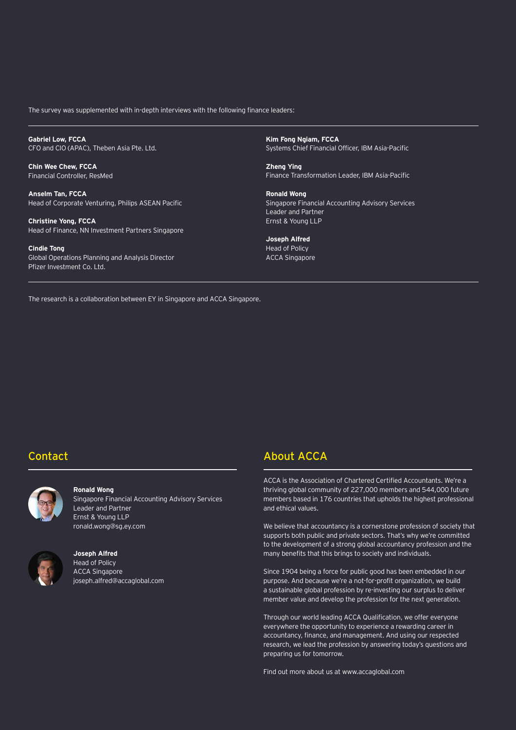The survey was supplemented with in-depth interviews with the following finance leaders:

**Gabriel Low, FCCA**
CFO and CIO (APAC), Theben Asia Pte. Ltd.

**Chin Wee Chew, FCCA**
Financial Controller, ResMed

**Anselm Tan, FCCA**
Head of Corporate Venturing, Philips ASEAN Pacific

**Christine Yong, FCCA**
Head of Finance, NN Investment Partners Singapore

**Cindie Tong**
Global Operations Planning and Analysis Director
Pfizer Investment Co. Ltd.

**Kim Fong Ngiam, FCCA**
Systems Chief Financial Officer, IBM Asia-Pacific

**Zheng Ying**
Finance Transformation Leader, IBM Asia-Pacific

**Ronald Wong**
Singapore Financial Accounting Advisory Services
Leader and Partner
Ernst & Young LLP

**Joseph Alfred**
Head of Policy
ACCA Singapore

The research is a collaboration between EY in Singapore and ACCA Singapore.

## Contact

**Ronald Wong**
Singapore Financial Accounting Advisory Services
Leader and Partner
Ernst & Young LLP
ronald.wong@sg.ey.com

**Joseph Alfred**
Head of Policy
ACCA Singapore
joseph.alfred@accaglobal.com

## About ACCA

ACCA is the Association of Chartered Certified Accountants. We're a thriving global community of 227,000 members and 544,000 future members based in 176 countries that upholds the highest professional and ethical values.

We believe that accountancy is a cornerstone profession of society that supports both public and private sectors. That's why we're committed to the development of a strong global accountancy profession and the many benefits that this brings to society and individuals.

Since 1904 being a force for public good has been embedded in our purpose. And because we're a not-for-profit organization, we build a sustainable global profession by re-investing our surplus to deliver member value and develop the profession for the next generation.

Through our world leading ACCA Qualification, we offer everyone everywhere the opportunity to experience a rewarding career in accountancy, finance, and management. And using our respected research, we lead the profession by answering today's questions and preparing us for tomorrow.

Find out more about us at www.accaglobal.com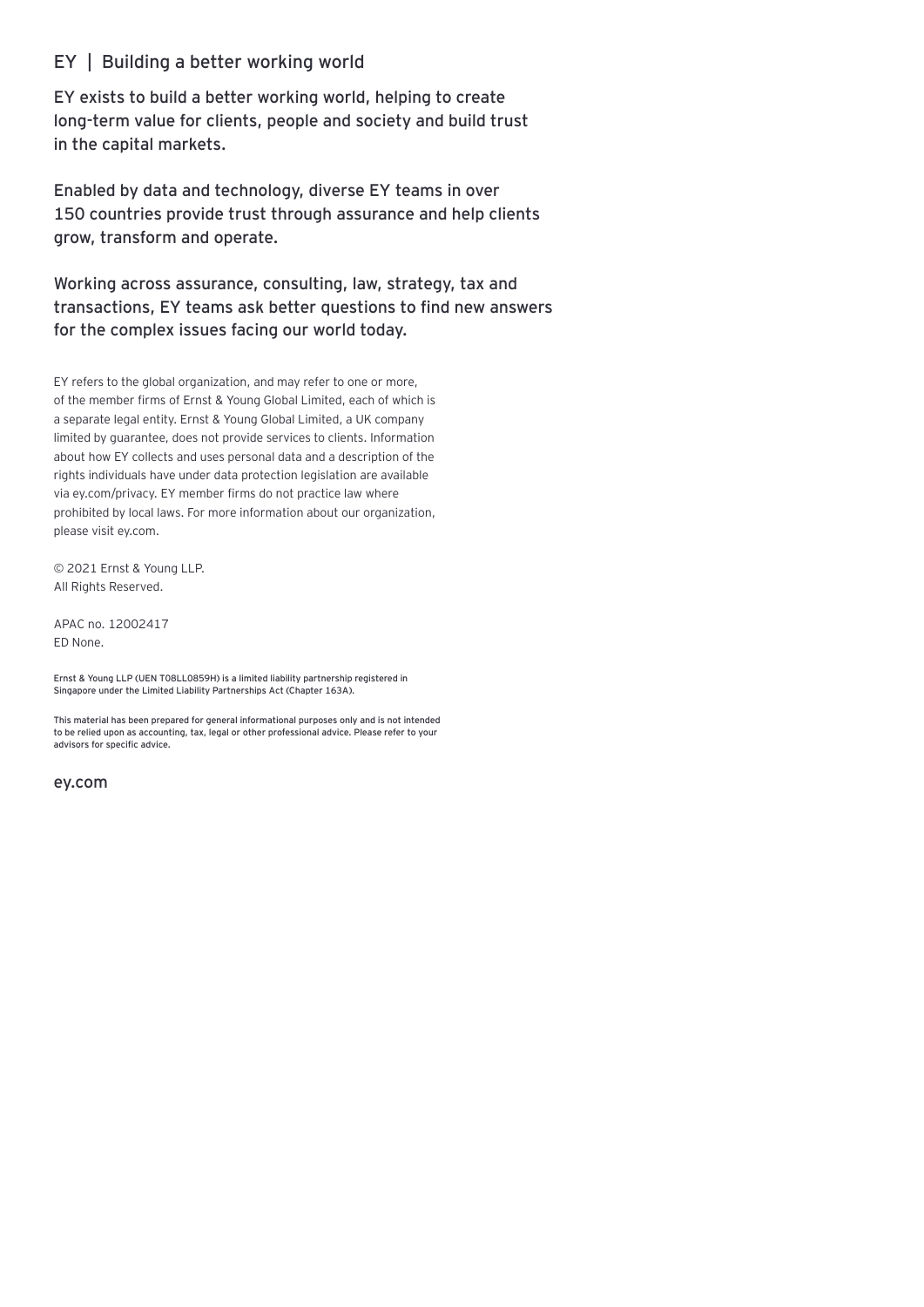## EY | Building a better working world

EY exists to build a better working world, helping to create long-term value for clients, people and society and build trust in the capital markets.

Enabled by data and technology, diverse EY teams in over 150 countries provide trust through assurance and help clients grow, transform and operate.

Working across assurance, consulting, law, strategy, tax and transactions, EY teams ask better questions to find new answers for the complex issues facing our world today.

EY refers to the global organization, and may refer to one or more, of the member firms of Ernst & Young Global Limited, each of which is a separate legal entity. Ernst & Young Global Limited, a UK company limited by guarantee, does not provide services to clients. Information about how EY collects and uses personal data and a description of the rights individuals have under data protection legislation are available via ey.com/privacy. EY member firms do not practice law where prohibited by local laws. For more information about our organization, please visit ey.com.

© 2021 Ernst & Young LLP.
All Rights Reserved.

APAC no. 12002417
ED None.

Ernst & Young LLP (UEN T08LL0859H) is a limited liability partnership registered in Singapore under the Limited Liability Partnerships Act (Chapter 163A).

This material has been prepared for general informational purposes only and is not intended to be relied upon as accounting, tax, legal or other professional advice. Please refer to your advisors for specific advice.

ey.com